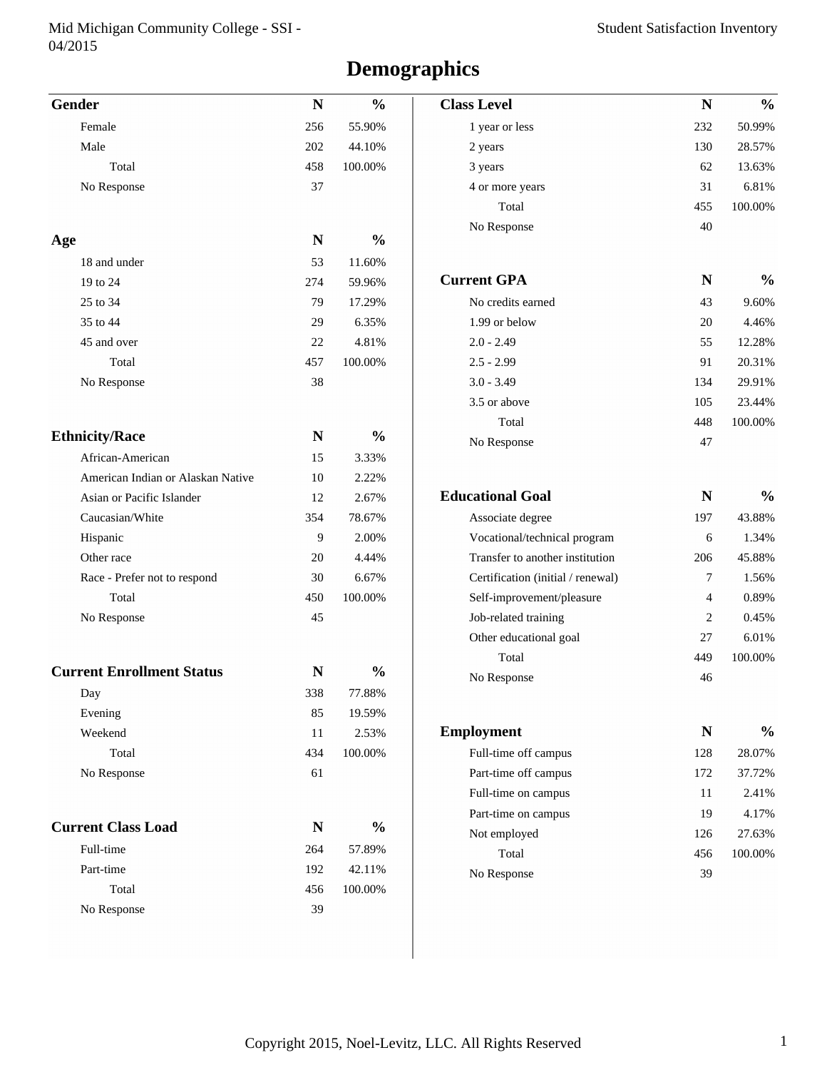# Demographics

| Gender | N | % |
|---|---|---|
| Female | 256 | 55.90% |
| Male | 202 | 44.10% |
| Total | 458 | 100.00% |
| No Response | 37 | |

| Age | N | % |
|---|---|---|
| 18 and under | 53 | 11.60% |
| 19 to 24 | 274 | 59.96% |
| 25 to 34 | 79 | 17.29% |
| 35 to 44 | 29 | 6.35% |
| 45 and over | 22 | 4.81% |
| Total | 457 | 100.00% |
| No Response | 38 | |

| Ethnicity/Race | N | % |
|---|---|---|
| African-American | 15 | 3.33% |
| American Indian or Alaskan Native | 10 | 2.22% |
| Asian or Pacific Islander | 12 | 2.67% |
| Caucasian/White | 354 | 78.67% |
| Hispanic | 9 | 2.00% |
| Other race | 20 | 4.44% |
| Race - Prefer not to respond | 30 | 6.67% |
| Total | 450 | 100.00% |
| No Response | 45 | |

| Current Enrollment Status | N | % |
|---|---|---|
| Day | 338 | 77.88% |
| Evening | 85 | 19.59% |
| Weekend | 11 | 2.53% |
| Total | 434 | 100.00% |
| No Response | 61 | |

| Current Class Load | N | % |
|---|---|---|
| Full-time | 264 | 57.89% |
| Part-time | 192 | 42.11% |
| Total | 456 | 100.00% |
| No Response | 39 | |

| Class Level | N | % |
|---|---|---|
| 1 year or less | 232 | 50.99% |
| 2 years | 130 | 28.57% |
| 3 years | 62 | 13.63% |
| 4 or more years | 31 | 6.81% |
| Total | 455 | 100.00% |
| No Response | 40 | |

| Current GPA | N | % |
|---|---|---|
| No credits earned | 43 | 9.60% |
| 1.99 or below | 20 | 4.46% |
| 2.0 - 2.49 | 55 | 12.28% |
| 2.5 - 2.99 | 91 | 20.31% |
| 3.0 - 3.49 | 134 | 29.91% |
| 3.5 or above | 105 | 23.44% |
| Total | 448 | 100.00% |
| No Response | 47 | |

| Educational Goal | N | % |
|---|---|---|
| Associate degree | 197 | 43.88% |
| Vocational/technical program | 6 | 1.34% |
| Transfer to another institution | 206 | 45.88% |
| Certification (initial / renewal) | 7 | 1.56% |
| Self-improvement/pleasure | 4 | 0.89% |
| Job-related training | 2 | 0.45% |
| Other educational goal | 27 | 6.01% |
| Total | 449 | 100.00% |
| No Response | 46 | |

| Employment | N | % |
|---|---|---|
| Full-time off campus | 128 | 28.07% |
| Part-time off campus | 172 | 37.72% |
| Full-time on campus | 11 | 2.41% |
| Part-time on campus | 19 | 4.17% |
| Not employed | 126 | 27.63% |
| Total | 456 | 100.00% |
| No Response | 39 | |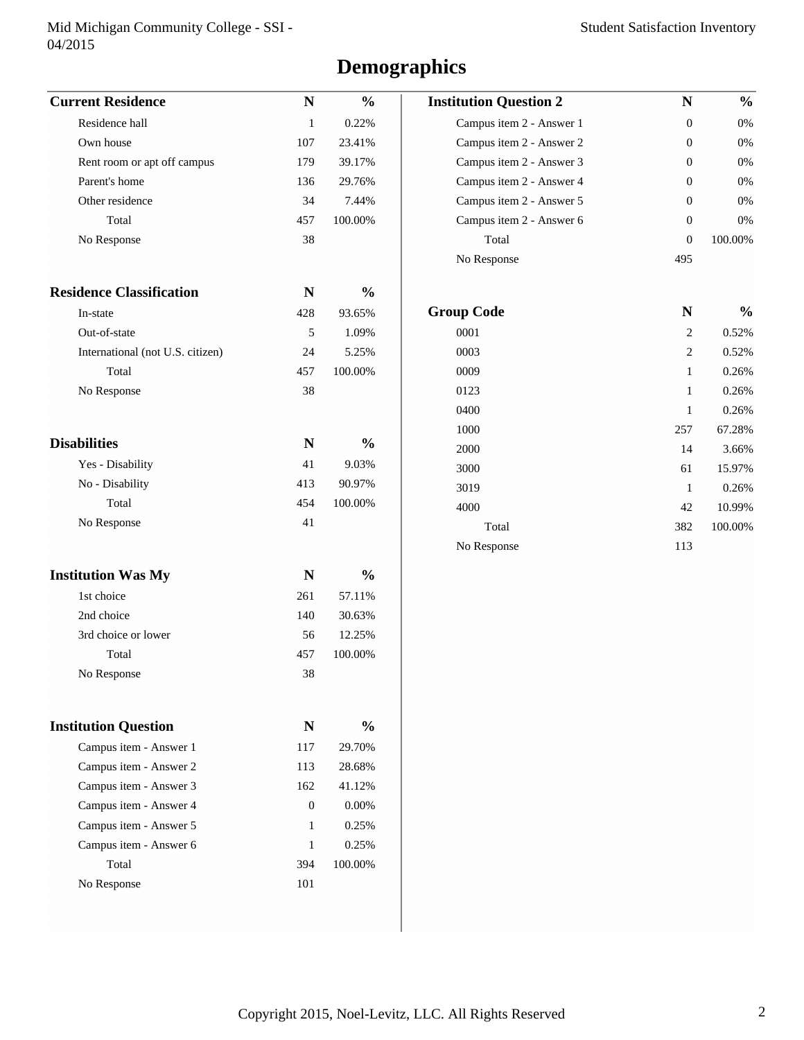# Demographics

| Current Residence | N | % |
|---|---|---|
| Residence hall | 1 | 0.22% |
| Own house | 107 | 23.41% |
| Rent room or apt off campus | 179 | 39.17% |
| Parent's home | 136 | 29.76% |
| Other residence | 34 | 7.44% |
| Total | 457 | 100.00% |
| No Response | 38 | |

| Residence Classification | N | % |
|---|---|---|
| In-state | 428 | 93.65% |
| Out-of-state | 5 | 1.09% |
| International (not U.S. citizen) | 24 | 5.25% |
| Total | 457 | 100.00% |
| No Response | 38 | |

| Disabilities | N | % |
|---|---|---|
| Yes - Disability | 41 | 9.03% |
| No - Disability | 413 | 90.97% |
| Total | 454 | 100.00% |
| No Response | 41 | |

| Institution Was My | N | % |
|---|---|---|
| 1st choice | 261 | 57.11% |
| 2nd choice | 140 | 30.63% |
| 3rd choice or lower | 56 | 12.25% |
| Total | 457 | 100.00% |
| No Response | 38 | |

| Institution Question | N | % |
|---|---|---|
| Campus item - Answer 1 | 117 | 29.70% |
| Campus item - Answer 2 | 113 | 28.68% |
| Campus item - Answer 3 | 162 | 41.12% |
| Campus item - Answer 4 | 0 | 0.00% |
| Campus item - Answer 5 | 1 | 0.25% |
| Campus item - Answer 6 | 1 | 0.25% |
| Total | 394 | 100.00% |
| No Response | 101 | |

| Institution Question 2 | N | % |
|---|---|---|
| Campus item 2 - Answer 1 | 0 | 0% |
| Campus item 2 - Answer 2 | 0 | 0% |
| Campus item 2 - Answer 3 | 0 | 0% |
| Campus item 2 - Answer 4 | 0 | 0% |
| Campus item 2 - Answer 5 | 0 | 0% |
| Campus item 2 - Answer 6 | 0 | 0% |
| Total | 0 | 100.00% |
| No Response | 495 | |

| Group Code | N | % |
|---|---|---|
| 0001 | 2 | 0.52% |
| 0003 | 2 | 0.52% |
| 0009 | 1 | 0.26% |
| 0123 | 1 | 0.26% |
| 0400 | 1 | 0.26% |
| 1000 | 257 | 67.28% |
| 2000 | 14 | 3.66% |
| 3000 | 61 | 15.97% |
| 3019 | 1 | 0.26% |
| 4000 | 42 | 10.99% |
| Total | 382 | 100.00% |
| No Response | 113 | |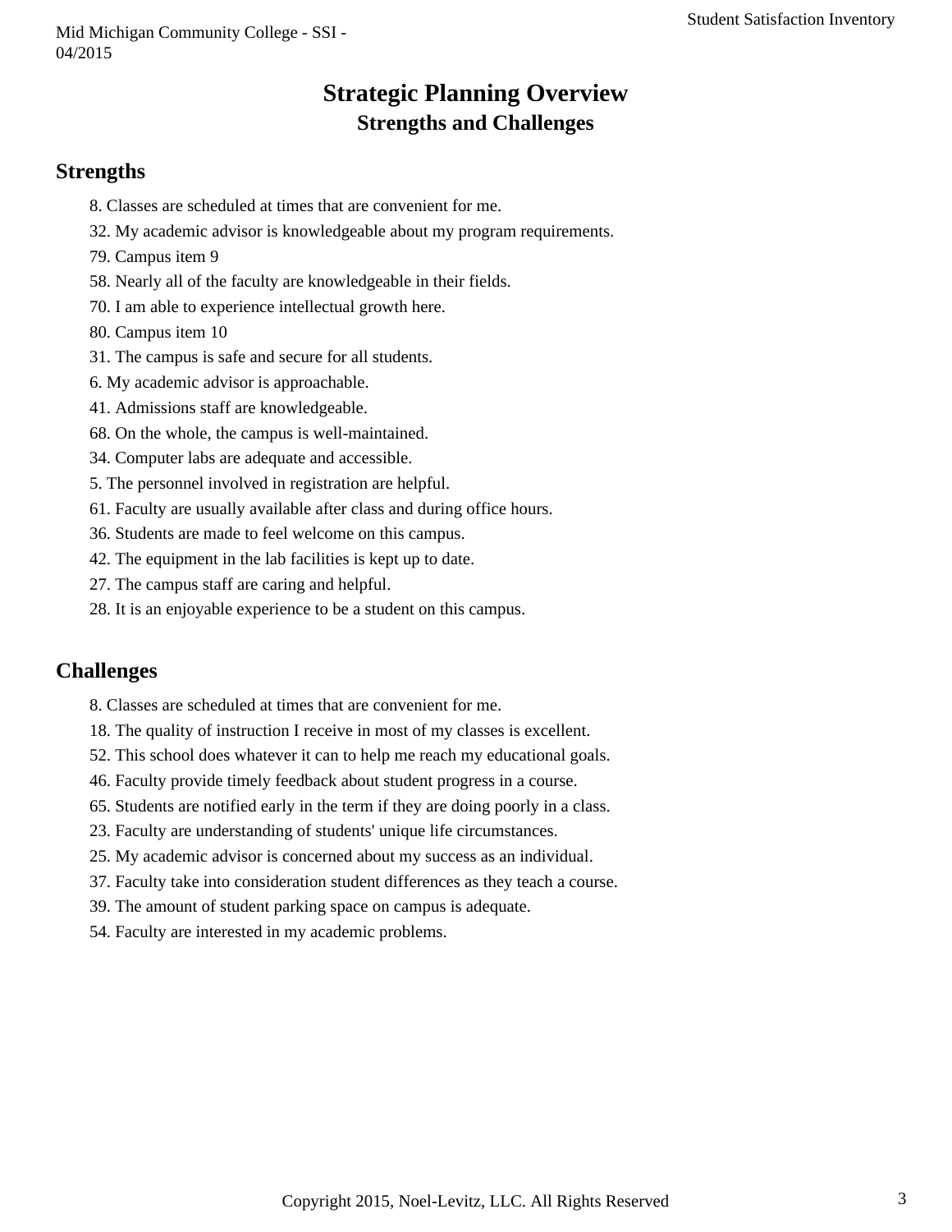# Strategic Planning Overview

## Strengths and Challenges

### Strengths

8. Classes are scheduled at times that are convenient for me.
32. My academic advisor is knowledgeable about my program requirements.
79. Campus item 9
58. Nearly all of the faculty are knowledgeable in their fields.
70. I am able to experience intellectual growth here.
80. Campus item 10
31. The campus is safe and secure for all students.
6. My academic advisor is approachable.
41. Admissions staff are knowledgeable.
68. On the whole, the campus is well-maintained.
34. Computer labs are adequate and accessible.
5. The personnel involved in registration are helpful.
61. Faculty are usually available after class and during office hours.
36. Students are made to feel welcome on this campus.
42. The equipment in the lab facilities is kept up to date.
27. The campus staff are caring and helpful.
28. It is an enjoyable experience to be a student on this campus.

### Challenges

8. Classes are scheduled at times that are convenient for me.
18. The quality of instruction I receive in most of my classes is excellent.
52. This school does whatever it can to help me reach my educational goals.
46. Faculty provide timely feedback about student progress in a course.
65. Students are notified early in the term if they are doing poorly in a class.
23. Faculty are understanding of students' unique life circumstances.
25. My academic advisor is concerned about my success as an individual.
37. Faculty take into consideration student differences as they teach a course.
39. The amount of student parking space on campus is adequate.
54. Faculty are interested in my academic problems.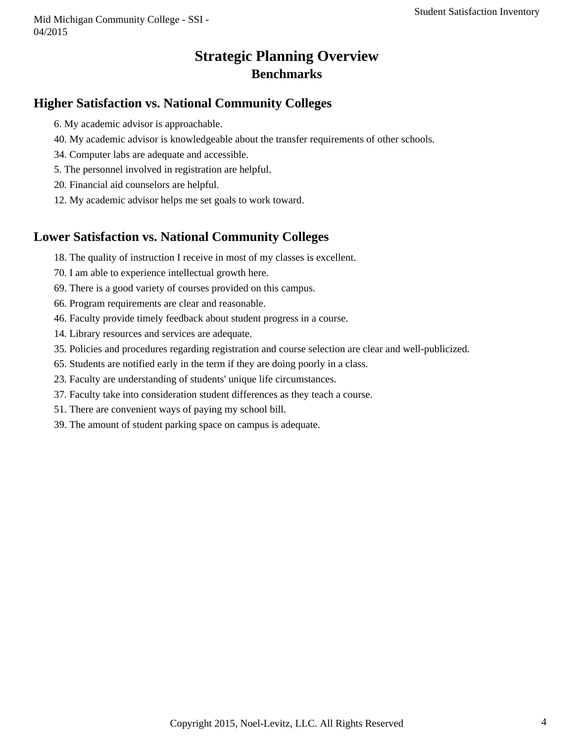# Strategic Planning Overview

## Benchmarks

### Higher Satisfaction vs. National Community Colleges

6. My academic advisor is approachable.
40. My academic advisor is knowledgeable about the transfer requirements of other schools.
34. Computer labs are adequate and accessible.
5. The personnel involved in registration are helpful.
20. Financial aid counselors are helpful.
12. My academic advisor helps me set goals to work toward.

### Lower Satisfaction vs. National Community Colleges

18. The quality of instruction I receive in most of my classes is excellent.
70. I am able to experience intellectual growth here.
69. There is a good variety of courses provided on this campus.
66. Program requirements are clear and reasonable.
46. Faculty provide timely feedback about student progress in a course.
14. Library resources and services are adequate.
35. Policies and procedures regarding registration and course selection are clear and well-publicized.
65. Students are notified early in the term if they are doing poorly in a class.
23. Faculty are understanding of students' unique life circumstances.
37. Faculty take into consideration student differences as they teach a course.
51. There are convenient ways of paying my school bill.
39. The amount of student parking space on campus is adequate.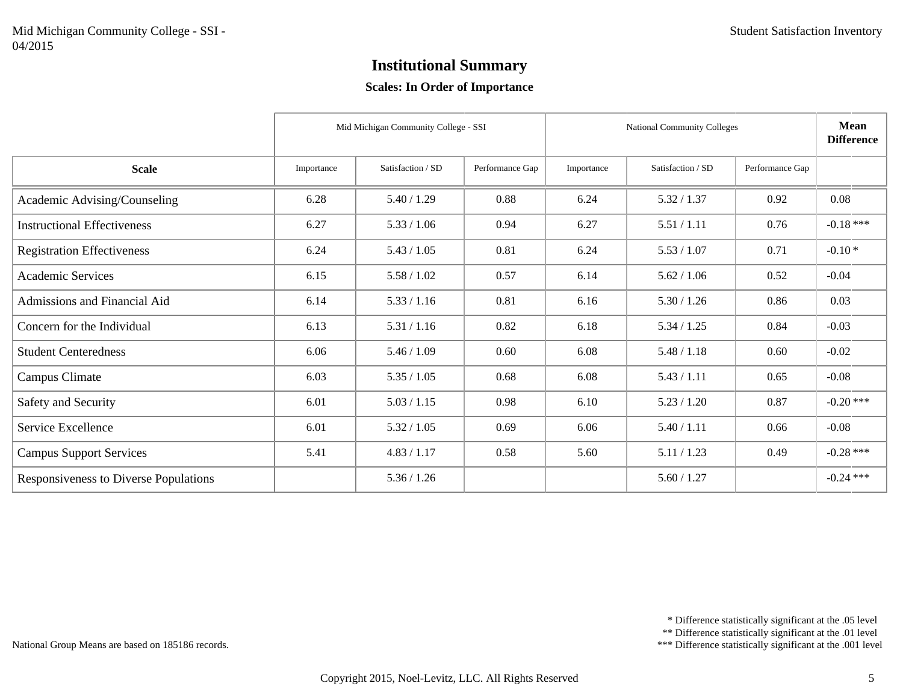# Institutional Summary

## Scales: In Order of Importance

| | Mid Michigan Community College - SSI | | | National Community Colleges | | | Mean Difference |
|---|---|---|---|---|---|---|---|
| **Scale** | Importance | Satisfaction / SD | Performance Gap | Importance | Satisfaction / SD | Performance Gap | |
| Academic Advising/Counseling | 6.28 | 5.40 / 1.29 | 0.88 | 6.24 | 5.32 / 1.37 | 0.92 | 0.08 |
| Instructional Effectiveness | 6.27 | 5.33 / 1.06 | 0.94 | 6.27 | 5.51 / 1.11 | 0.76 | -0.18 *** |
| Registration Effectiveness | 6.24 | 5.43 / 1.05 | 0.81 | 6.24 | 5.53 / 1.07 | 0.71 | -0.10 * |
| Academic Services | 6.15 | 5.58 / 1.02 | 0.57 | 6.14 | 5.62 / 1.06 | 0.52 | -0.04 |
| Admissions and Financial Aid | 6.14 | 5.33 / 1.16 | 0.81 | 6.16 | 5.30 / 1.26 | 0.86 | 0.03 |
| Concern for the Individual | 6.13 | 5.31 / 1.16 | 0.82 | 6.18 | 5.34 / 1.25 | 0.84 | -0.03 |
| Student Centeredness | 6.06 | 5.46 / 1.09 | 0.60 | 6.08 | 5.48 / 1.18 | 0.60 | -0.02 |
| Campus Climate | 6.03 | 5.35 / 1.05 | 0.68 | 6.08 | 5.43 / 1.11 | 0.65 | -0.08 |
| Safety and Security | 6.01 | 5.03 / 1.15 | 0.98 | 6.10 | 5.23 / 1.20 | 0.87 | -0.20 *** |
| Service Excellence | 6.01 | 5.32 / 1.05 | 0.69 | 6.06 | 5.40 / 1.11 | 0.66 | -0.08 |
| Campus Support Services | 5.41 | 4.83 / 1.17 | 0.58 | 5.60 | 5.11 / 1.23 | 0.49 | -0.28 *** |
| Responsiveness to Diverse Populations | | 5.36 / 1.26 | | | 5.60 / 1.27 | | -0.24 *** |

National Group Means are based on 185186 records.

\* Difference statistically significant at the .05 level
\*\* Difference statistically significant at the .01 level
\*\*\* Difference statistically significant at the .001 level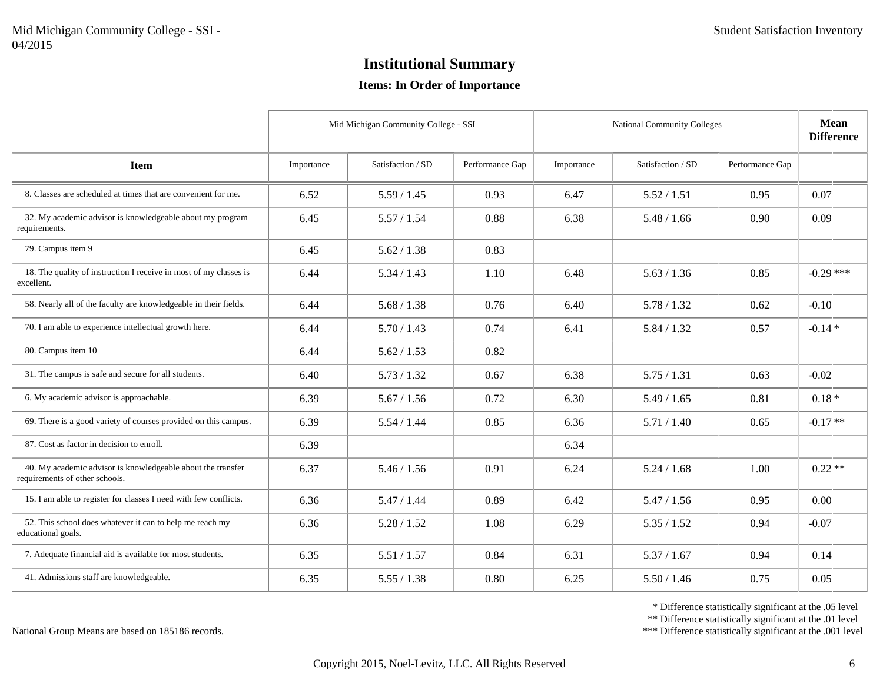# Institutional Summary

### Items: In Order of Importance

| Item | Mid Michigan Community College - SSI | | | National Community Colleges | | | Mean Difference |
|---|---|---|---|---|---|---|---|
| | Importance | Satisfaction / SD | Performance Gap | Importance | Satisfaction / SD | Performance Gap | |
| 8. Classes are scheduled at times that are convenient for me. | 6.52 | 5.59 / 1.45 | 0.93 | 6.47 | 5.52 / 1.51 | 0.95 | 0.07 |
| 32. My academic advisor is knowledgeable about my program requirements. | 6.45 | 5.57 / 1.54 | 0.88 | 6.38 | 5.48 / 1.66 | 0.90 | 0.09 |
| 79. Campus item 9 | 6.45 | 5.62 / 1.38 | 0.83 | | | | |
| 18. The quality of instruction I receive in most of my classes is excellent. | 6.44 | 5.34 / 1.43 | 1.10 | 6.48 | 5.63 / 1.36 | 0.85 | -0.29 *** |
| 58. Nearly all of the faculty are knowledgeable in their fields. | 6.44 | 5.68 / 1.38 | 0.76 | 6.40 | 5.78 / 1.32 | 0.62 | -0.10 |
| 70. I am able to experience intellectual growth here. | 6.44 | 5.70 / 1.43 | 0.74 | 6.41 | 5.84 / 1.32 | 0.57 | -0.14 * |
| 80. Campus item 10 | 6.44 | 5.62 / 1.53 | 0.82 | | | | |
| 31. The campus is safe and secure for all students. | 6.40 | 5.73 / 1.32 | 0.67 | 6.38 | 5.75 / 1.31 | 0.63 | -0.02 |
| 6. My academic advisor is approachable. | 6.39 | 5.67 / 1.56 | 0.72 | 6.30 | 5.49 / 1.65 | 0.81 | 0.18 * |
| 69. There is a good variety of courses provided on this campus. | 6.39 | 5.54 / 1.44 | 0.85 | 6.36 | 5.71 / 1.40 | 0.65 | -0.17 ** |
| 87. Cost as factor in decision to enroll. | 6.39 | | | 6.34 | | | |
| 40. My academic advisor is knowledgeable about the transfer requirements of other schools. | 6.37 | 5.46 / 1.56 | 0.91 | 6.24 | 5.24 / 1.68 | 1.00 | 0.22 ** |
| 15. I am able to register for classes I need with few conflicts. | 6.36 | 5.47 / 1.44 | 0.89 | 6.42 | 5.47 / 1.56 | 0.95 | 0.00 |
| 52. This school does whatever it can to help me reach my educational goals. | 6.36 | 5.28 / 1.52 | 1.08 | 6.29 | 5.35 / 1.52 | 0.94 | -0.07 |
| 7. Adequate financial aid is available for most students. | 6.35 | 5.51 / 1.57 | 0.84 | 6.31 | 5.37 / 1.67 | 0.94 | 0.14 |
| 41. Admissions staff are knowledgeable. | 6.35 | 5.55 / 1.38 | 0.80 | 6.25 | 5.50 / 1.46 | 0.75 | 0.05 |

National Group Means are based on 185186 records.

\* Difference statistically significant at the .05 level
\*\* Difference statistically significant at the .01 level
\*\*\* Difference statistically significant at the .001 level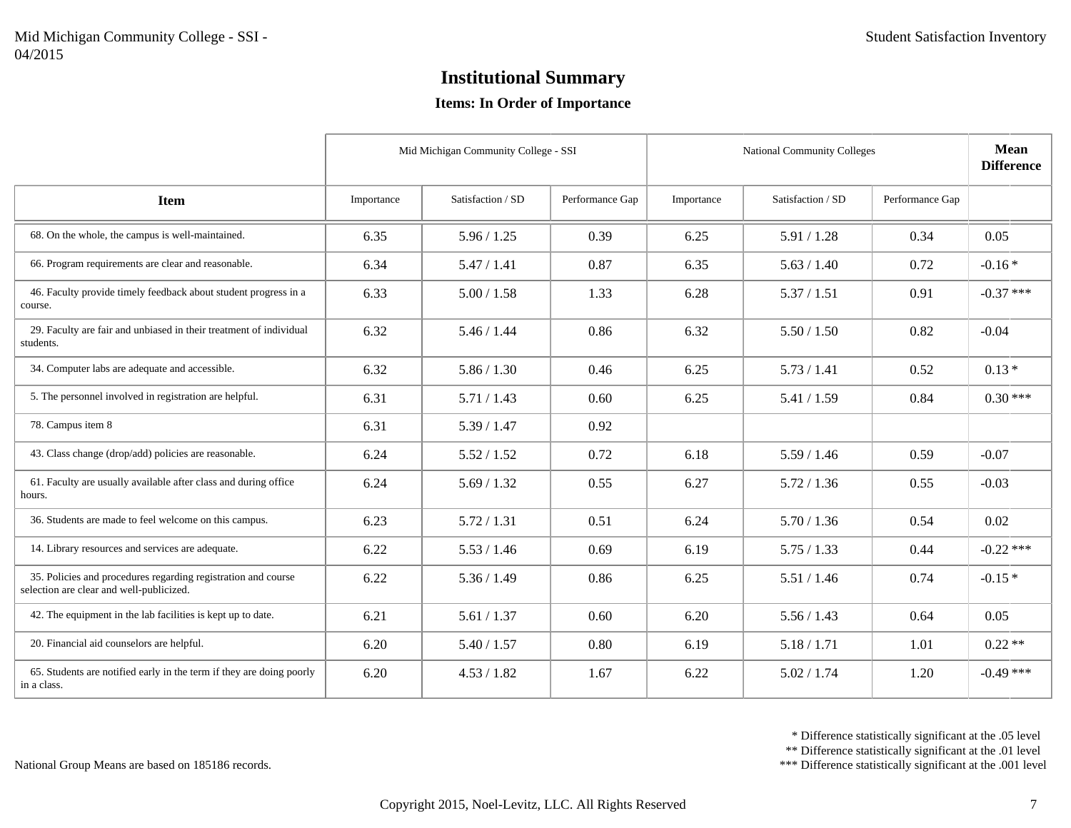# Institutional Summary

### Items: In Order of Importance

| Item | Mid Michigan Community College - SSI | | | National Community Colleges | | | Mean Difference |
|---|---|---|---|---|---|---|---|
| | Importance | Satisfaction / SD | Performance Gap | Importance | Satisfaction / SD | Performance Gap | |
| 68. On the whole, the campus is well-maintained. | 6.35 | 5.96 / 1.25 | 0.39 | 6.25 | 5.91 / 1.28 | 0.34 | 0.05 |
| 66. Program requirements are clear and reasonable. | 6.34 | 5.47 / 1.41 | 0.87 | 6.35 | 5.63 / 1.40 | 0.72 | -0.16 * |
| 46. Faculty provide timely feedback about student progress in a course. | 6.33 | 5.00 / 1.58 | 1.33 | 6.28 | 5.37 / 1.51 | 0.91 | -0.37 *** |
| 29. Faculty are fair and unbiased in their treatment of individual students. | 6.32 | 5.46 / 1.44 | 0.86 | 6.32 | 5.50 / 1.50 | 0.82 | -0.04 |
| 34. Computer labs are adequate and accessible. | 6.32 | 5.86 / 1.30 | 0.46 | 6.25 | 5.73 / 1.41 | 0.52 | 0.13 * |
| 5. The personnel involved in registration are helpful. | 6.31 | 5.71 / 1.43 | 0.60 | 6.25 | 5.41 / 1.59 | 0.84 | 0.30 *** |
| 78. Campus item 8 | 6.31 | 5.39 / 1.47 | 0.92 | | | | |
| 43. Class change (drop/add) policies are reasonable. | 6.24 | 5.52 / 1.52 | 0.72 | 6.18 | 5.59 / 1.46 | 0.59 | -0.07 |
| 61. Faculty are usually available after class and during office hours. | 6.24 | 5.69 / 1.32 | 0.55 | 6.27 | 5.72 / 1.36 | 0.55 | -0.03 |
| 36. Students are made to feel welcome on this campus. | 6.23 | 5.72 / 1.31 | 0.51 | 6.24 | 5.70 / 1.36 | 0.54 | 0.02 |
| 14. Library resources and services are adequate. | 6.22 | 5.53 / 1.46 | 0.69 | 6.19 | 5.75 / 1.33 | 0.44 | -0.22 *** |
| 35. Policies and procedures regarding registration and course selection are clear and well-publicized. | 6.22 | 5.36 / 1.49 | 0.86 | 6.25 | 5.51 / 1.46 | 0.74 | -0.15 * |
| 42. The equipment in the lab facilities is kept up to date. | 6.21 | 5.61 / 1.37 | 0.60 | 6.20 | 5.56 / 1.43 | 0.64 | 0.05 |
| 20. Financial aid counselors are helpful. | 6.20 | 5.40 / 1.57 | 0.80 | 6.19 | 5.18 / 1.71 | 1.01 | 0.22 ** |
| 65. Students are notified early in the term if they are doing poorly in a class. | 6.20 | 4.53 / 1.82 | 1.67 | 6.22 | 5.02 / 1.74 | 1.20 | -0.49 *** |

National Group Means are based on 185186 records.

* Difference statistically significant at the .05 level
** Difference statistically significant at the .01 level
*** Difference statistically significant at the .001 level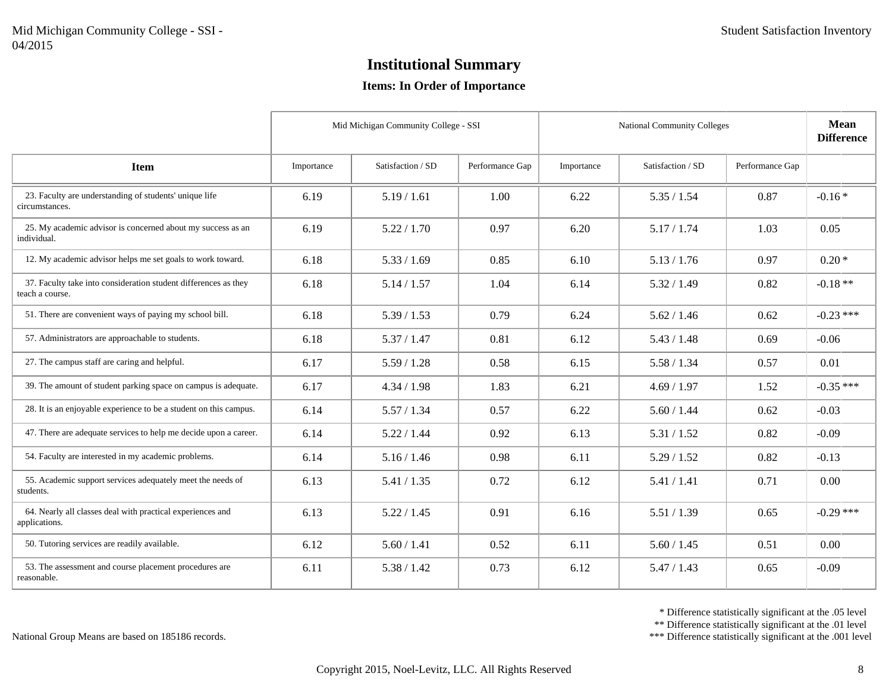# Institutional Summary

### Items: In Order of Importance

| Item | Mid Michigan Community College - SSI | | | National Community Colleges | | | Mean Difference |
|---|---|---|---|---|---|---|---|
| | Importance | Satisfaction / SD | Performance Gap | Importance | Satisfaction / SD | Performance Gap | |
| 23. Faculty are understanding of students' unique life circumstances. | 6.19 | 5.19 / 1.61 | 1.00 | 6.22 | 5.35 / 1.54 | 0.87 | -0.16 * |
| 25. My academic advisor is concerned about my success as an individual. | 6.19 | 5.22 / 1.70 | 0.97 | 6.20 | 5.17 / 1.74 | 1.03 | 0.05 |
| 12. My academic advisor helps me set goals to work toward. | 6.18 | 5.33 / 1.69 | 0.85 | 6.10 | 5.13 / 1.76 | 0.97 | 0.20 * |
| 37. Faculty take into consideration student differences as they teach a course. | 6.18 | 5.14 / 1.57 | 1.04 | 6.14 | 5.32 / 1.49 | 0.82 | -0.18 ** |
| 51. There are convenient ways of paying my school bill. | 6.18 | 5.39 / 1.53 | 0.79 | 6.24 | 5.62 / 1.46 | 0.62 | -0.23 *** |
| 57. Administrators are approachable to students. | 6.18 | 5.37 / 1.47 | 0.81 | 6.12 | 5.43 / 1.48 | 0.69 | -0.06 |
| 27. The campus staff are caring and helpful. | 6.17 | 5.59 / 1.28 | 0.58 | 6.15 | 5.58 / 1.34 | 0.57 | 0.01 |
| 39. The amount of student parking space on campus is adequate. | 6.17 | 4.34 / 1.98 | 1.83 | 6.21 | 4.69 / 1.97 | 1.52 | -0.35 *** |
| 28. It is an enjoyable experience to be a student on this campus. | 6.14 | 5.57 / 1.34 | 0.57 | 6.22 | 5.60 / 1.44 | 0.62 | -0.03 |
| 47. There are adequate services to help me decide upon a career. | 6.14 | 5.22 / 1.44 | 0.92 | 6.13 | 5.31 / 1.52 | 0.82 | -0.09 |
| 54. Faculty are interested in my academic problems. | 6.14 | 5.16 / 1.46 | 0.98 | 6.11 | 5.29 / 1.52 | 0.82 | -0.13 |
| 55. Academic support services adequately meet the needs of students. | 6.13 | 5.41 / 1.35 | 0.72 | 6.12 | 5.41 / 1.41 | 0.71 | 0.00 |
| 64. Nearly all classes deal with practical experiences and applications. | 6.13 | 5.22 / 1.45 | 0.91 | 6.16 | 5.51 / 1.39 | 0.65 | -0.29 *** |
| 50. Tutoring services are readily available. | 6.12 | 5.60 / 1.41 | 0.52 | 6.11 | 5.60 / 1.45 | 0.51 | 0.00 |
| 53. The assessment and course placement procedures are reasonable. | 6.11 | 5.38 / 1.42 | 0.73 | 6.12 | 5.47 / 1.43 | 0.65 | -0.09 |

\* Difference statistically significant at the .05 level
** Difference statistically significant at the .01 level
*** Difference statistically significant at the .001 level

National Group Means are based on 185186 records.

Copyright 2015, Noel-Levitz, LLC. All Rights Reserved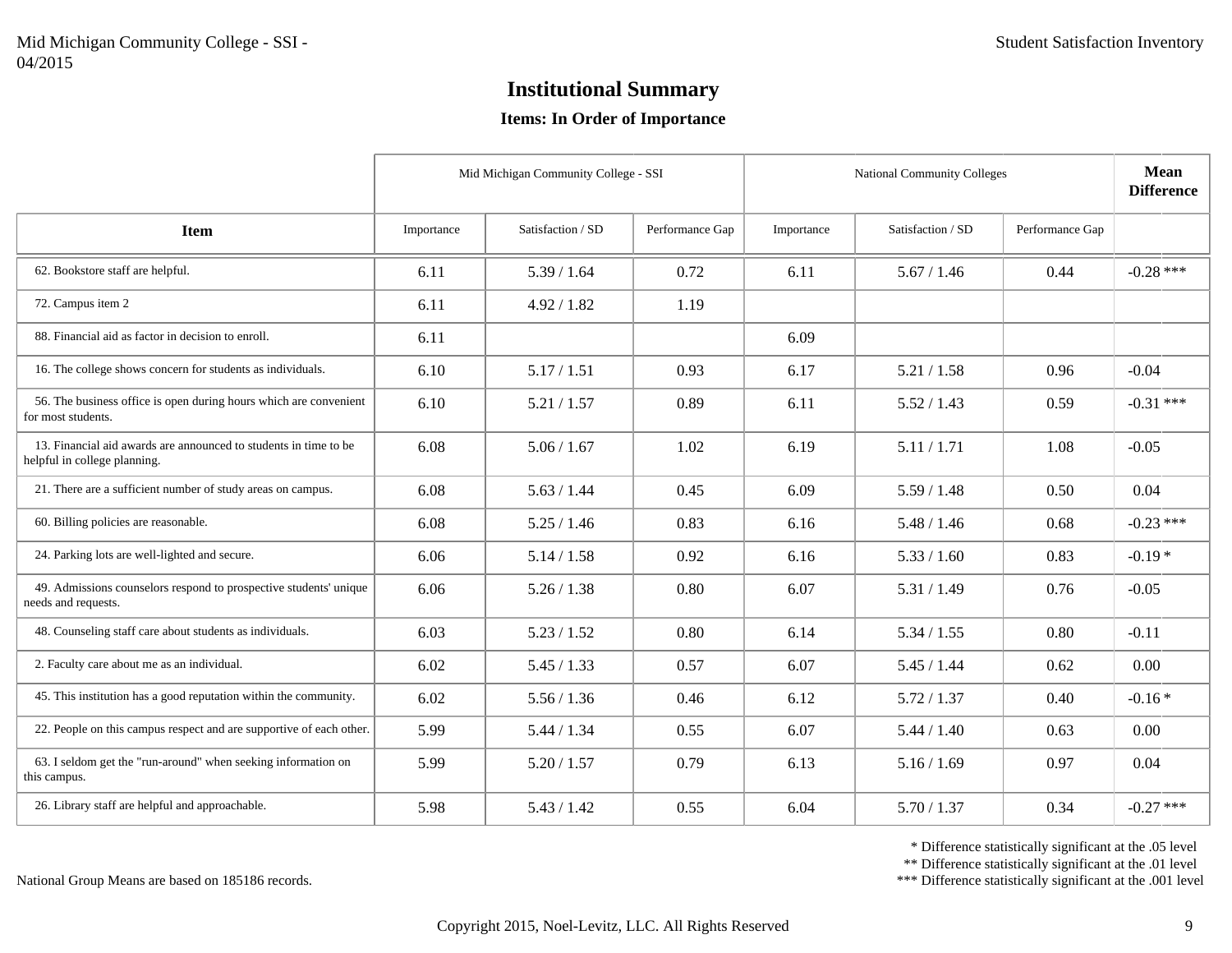# Institutional Summary

### Items: In Order of Importance

| Item | Mid Michigan Community College - SSI | | | National Community Colleges | | | Mean Difference |
|---|---|---|---|---|---|---|---|
| | Importance | Satisfaction / SD | Performance Gap | Importance | Satisfaction / SD | Performance Gap | |
| 62. Bookstore staff are helpful. | 6.11 | 5.39 / 1.64 | 0.72 | 6.11 | 5.67 / 1.46 | 0.44 | -0.28 *** |
| 72. Campus item 2 | 6.11 | 4.92 / 1.82 | 1.19 | | | | |
| 88. Financial aid as factor in decision to enroll. | 6.11 | | | 6.09 | | | |
| 16. The college shows concern for students as individuals. | 6.10 | 5.17 / 1.51 | 0.93 | 6.17 | 5.21 / 1.58 | 0.96 | -0.04 |
| 56. The business office is open during hours which are convenient for most students. | 6.10 | 5.21 / 1.57 | 0.89 | 6.11 | 5.52 / 1.43 | 0.59 | -0.31 *** |
| 13. Financial aid awards are announced to students in time to be helpful in college planning. | 6.08 | 5.06 / 1.67 | 1.02 | 6.19 | 5.11 / 1.71 | 1.08 | -0.05 |
| 21. There are a sufficient number of study areas on campus. | 6.08 | 5.63 / 1.44 | 0.45 | 6.09 | 5.59 / 1.48 | 0.50 | 0.04 |
| 60. Billing policies are reasonable. | 6.08 | 5.25 / 1.46 | 0.83 | 6.16 | 5.48 / 1.46 | 0.68 | -0.23 *** |
| 24. Parking lots are well-lighted and secure. | 6.06 | 5.14 / 1.58 | 0.92 | 6.16 | 5.33 / 1.60 | 0.83 | -0.19 * |
| 49. Admissions counselors respond to prospective students' unique needs and requests. | 6.06 | 5.26 / 1.38 | 0.80 | 6.07 | 5.31 / 1.49 | 0.76 | -0.05 |
| 48. Counseling staff care about students as individuals. | 6.03 | 5.23 / 1.52 | 0.80 | 6.14 | 5.34 / 1.55 | 0.80 | -0.11 |
| 2. Faculty care about me as an individual. | 6.02 | 5.45 / 1.33 | 0.57 | 6.07 | 5.45 / 1.44 | 0.62 | 0.00 |
| 45. This institution has a good reputation within the community. | 6.02 | 5.56 / 1.36 | 0.46 | 6.12 | 5.72 / 1.37 | 0.40 | -0.16 * |
| 22. People on this campus respect and are supportive of each other. | 5.99 | 5.44 / 1.34 | 0.55 | 6.07 | 5.44 / 1.40 | 0.63 | 0.00 |
| 63. I seldom get the "run-around" when seeking information on this campus. | 5.99 | 5.20 / 1.57 | 0.79 | 6.13 | 5.16 / 1.69 | 0.97 | 0.04 |
| 26. Library staff are helpful and approachable. | 5.98 | 5.43 / 1.42 | 0.55 | 6.04 | 5.70 / 1.37 | 0.34 | -0.27 *** |

\* Difference statistically significant at the .05 level
\** Difference statistically significant at the .01 level
\*** Difference statistically significant at the .001 level

National Group Means are based on 185186 records.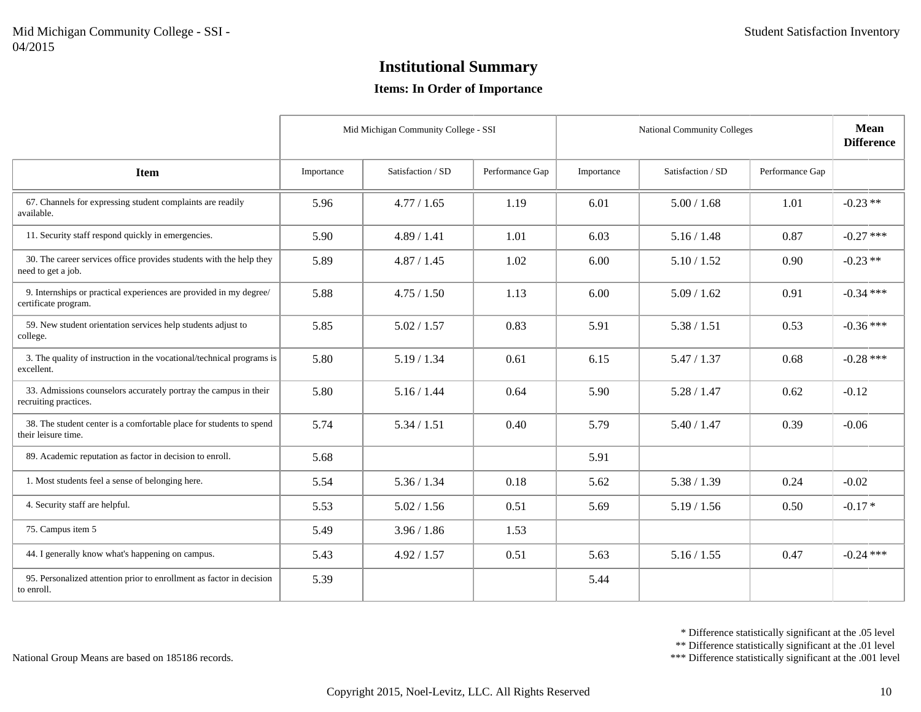# Institutional Summary

### Items: In Order of Importance

| Item | Mid Michigan Community College - SSI | | | National Community Colleges | | | Mean Difference |
|---|---|---|---|---|---|---|---|
| | Importance | Satisfaction / SD | Performance Gap | Importance | Satisfaction / SD | Performance Gap | |
| 67. Channels for expressing student complaints are readily available. | 5.96 | 4.77 / 1.65 | 1.19 | 6.01 | 5.00 / 1.68 | 1.01 | -0.23 ** |
| 11. Security staff respond quickly in emergencies. | 5.90 | 4.89 / 1.41 | 1.01 | 6.03 | 5.16 / 1.48 | 0.87 | -0.27 *** |
| 30. The career services office provides students with the help they need to get a job. | 5.89 | 4.87 / 1.45 | 1.02 | 6.00 | 5.10 / 1.52 | 0.90 | -0.23 ** |
| 9. Internships or practical experiences are provided in my degree/ certificate program. | 5.88 | 4.75 / 1.50 | 1.13 | 6.00 | 5.09 / 1.62 | 0.91 | -0.34 *** |
| 59. New student orientation services help students adjust to college. | 5.85 | 5.02 / 1.57 | 0.83 | 5.91 | 5.38 / 1.51 | 0.53 | -0.36 *** |
| 3. The quality of instruction in the vocational/technical programs is excellent. | 5.80 | 5.19 / 1.34 | 0.61 | 6.15 | 5.47 / 1.37 | 0.68 | -0.28 *** |
| 33. Admissions counselors accurately portray the campus in their recruiting practices. | 5.80 | 5.16 / 1.44 | 0.64 | 5.90 | 5.28 / 1.47 | 0.62 | -0.12 |
| 38. The student center is a comfortable place for students to spend their leisure time. | 5.74 | 5.34 / 1.51 | 0.40 | 5.79 | 5.40 / 1.47 | 0.39 | -0.06 |
| 89. Academic reputation as factor in decision to enroll. | 5.68 | | | 5.91 | | | |
| 1. Most students feel a sense of belonging here. | 5.54 | 5.36 / 1.34 | 0.18 | 5.62 | 5.38 / 1.39 | 0.24 | -0.02 |
| 4. Security staff are helpful. | 5.53 | 5.02 / 1.56 | 0.51 | 5.69 | 5.19 / 1.56 | 0.50 | -0.17 * |
| 75. Campus item 5 | 5.49 | 3.96 / 1.86 | 1.53 | | | | |
| 44. I generally know what's happening on campus. | 5.43 | 4.92 / 1.57 | 0.51 | 5.63 | 5.16 / 1.55 | 0.47 | -0.24 *** |
| 95. Personalized attention prior to enrollment as factor in decision to enroll. | 5.39 | | | 5.44 | | | |

National Group Means are based on 185186 records.

\* Difference statistically significant at the .05 level
\** Difference statistically significant at the .01 level
\*** Difference statistically significant at the .001 level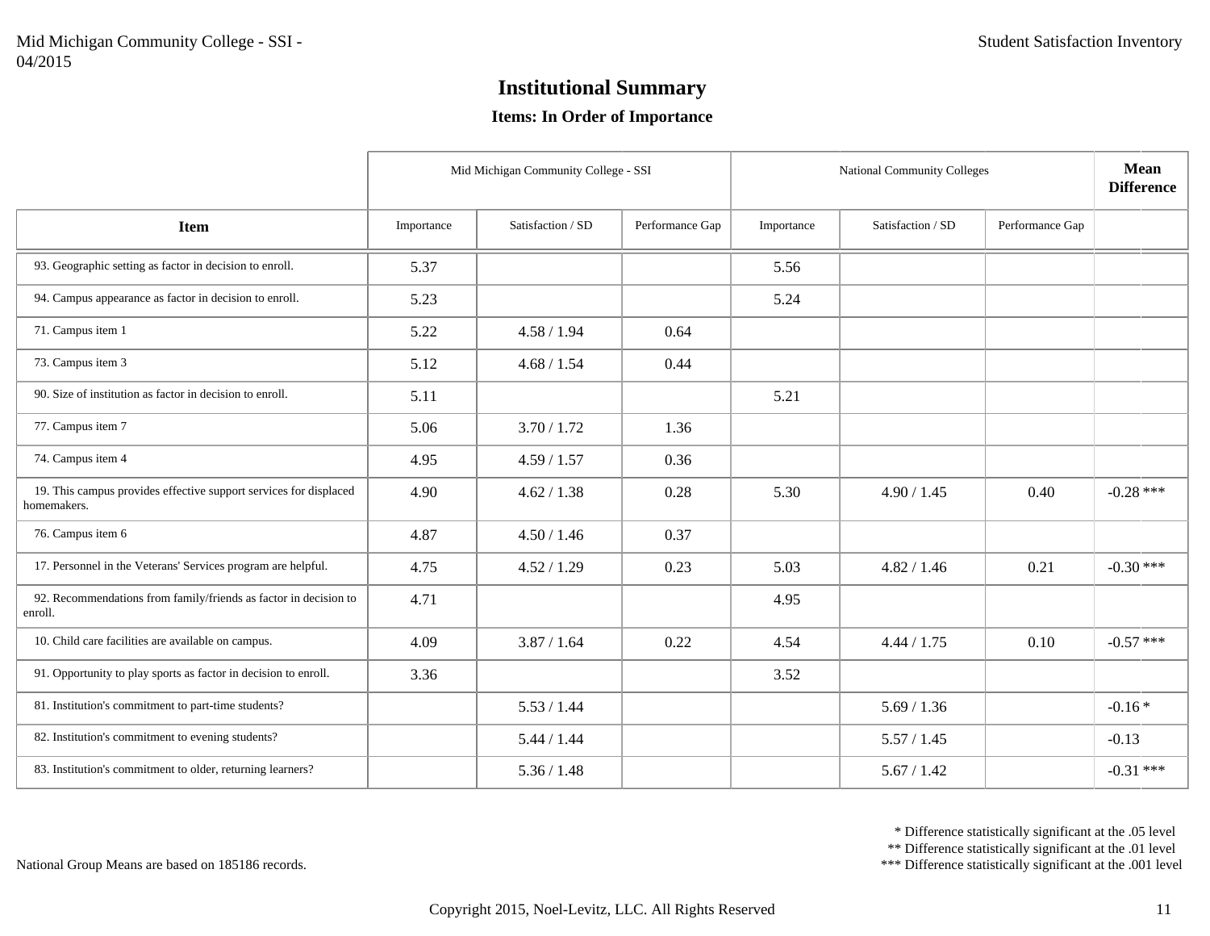# Institutional Summary

### Items: In Order of Importance

| Item | Mid Michigan Community College - SSI | | | National Community Colleges | | | Mean Difference | |
|---|---|---|---|---|---|---|---|---|
| | Importance | Satisfaction / SD | Performance Gap | Importance | Satisfaction / SD | Performance Gap | | |
| 93. Geographic setting as factor in decision to enroll. | 5.37 | | | 5.56 | | | | |
| 94. Campus appearance as factor in decision to enroll. | 5.23 | | | 5.24 | | | | |
| 71. Campus item 1 | 5.22 | 4.58 / 1.94 | 0.64 | | | | | |
| 73. Campus item 3 | 5.12 | 4.68 / 1.54 | 0.44 | | | | | |
| 90. Size of institution as factor in decision to enroll. | 5.11 | | | 5.21 | | | | |
| 77. Campus item 7 | 5.06 | 3.70 / 1.72 | 1.36 | | | | | |
| 74. Campus item 4 | 4.95 | 4.59 / 1.57 | 0.36 | | | | | |
| 19. This campus provides effective support services for displaced homemakers. | 4.90 | 4.62 / 1.38 | 0.28 | 5.30 | 4.90 / 1.45 | 0.40 | -0.28 | *** |
| 76. Campus item 6 | 4.87 | 4.50 / 1.46 | 0.37 | | | | | |
| 17. Personnel in the Veterans' Services program are helpful. | 4.75 | 4.52 / 1.29 | 0.23 | 5.03 | 4.82 / 1.46 | 0.21 | -0.30 | *** |
| 92. Recommendations from family/friends as factor in decision to enroll. | 4.71 | | | 4.95 | | | | |
| 10. Child care facilities are available on campus. | 4.09 | 3.87 / 1.64 | 0.22 | 4.54 | 4.44 / 1.75 | 0.10 | -0.57 | *** |
| 91. Opportunity to play sports as factor in decision to enroll. | 3.36 | | | 3.52 | | | | |
| 81. Institution's commitment to part-time students? | | 5.53 / 1.44 | | | 5.69 / 1.36 | | -0.16 | * |
| 82. Institution's commitment to evening students? | | 5.44 / 1.44 | | | 5.57 / 1.45 | | -0.13 | |
| 83. Institution's commitment to older, returning learners? | | 5.36 / 1.48 | | | 5.67 / 1.42 | | -0.31 | *** |

National Group Means are based on 185186 records.

\* Difference statistically significant at the .05 level
\*\* Difference statistically significant at the .01 level
\*\*\* Difference statistically significant at the .001 level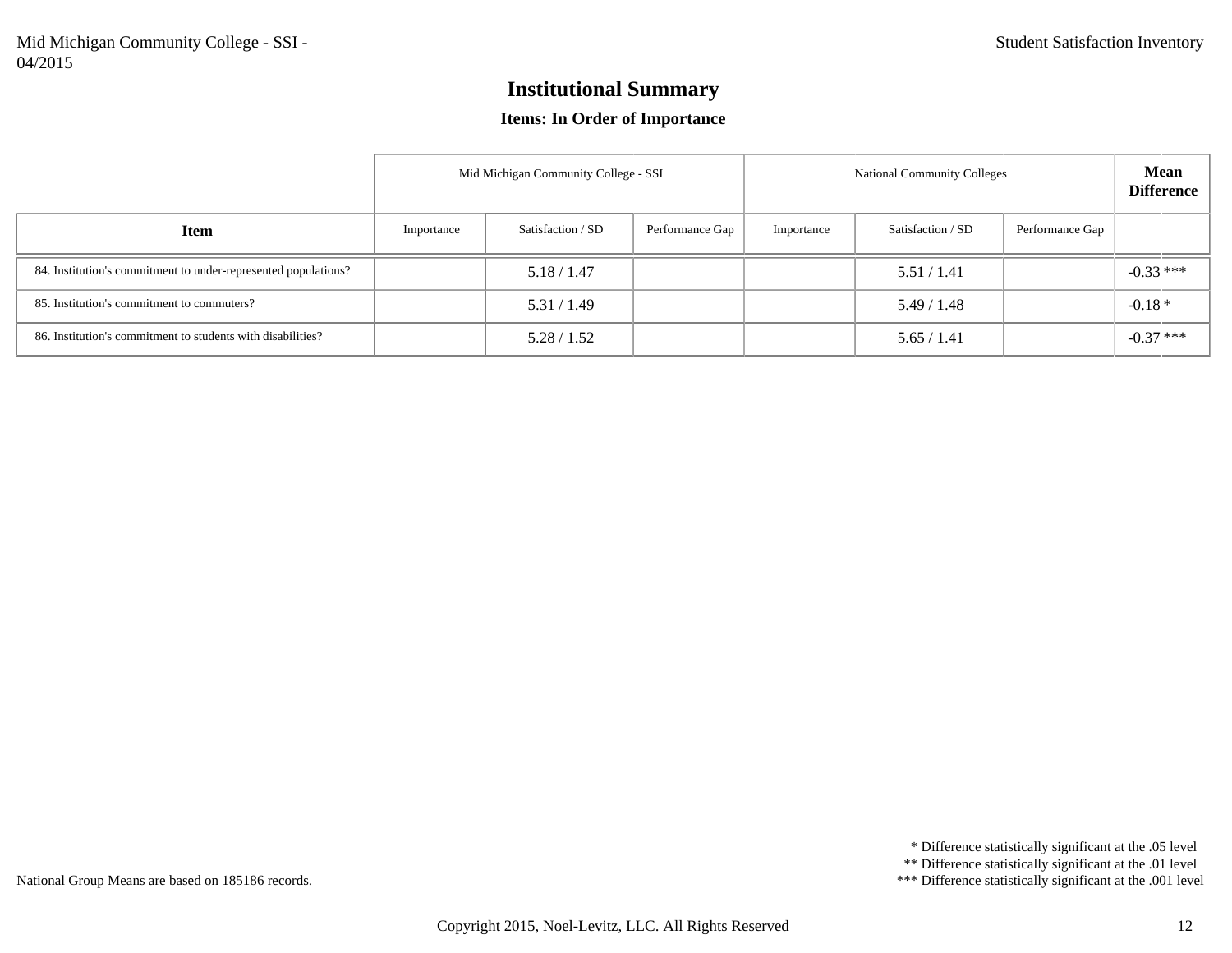# Institutional Summary

### Items: In Order of Importance

| Item | Mid Michigan Community College - SSI | | | National Community Colleges | | | Mean Difference |
|---|---|---|---|---|---|---|---|
| | Importance | Satisfaction / SD | Performance Gap | Importance | Satisfaction / SD | Performance Gap | |
| 84. Institution's commitment to under-represented populations? | | 5.18 / 1.47 | | | 5.51 / 1.41 | | -0.33 *** |
| 85. Institution's commitment to commuters? | | 5.31 / 1.49 | | | 5.49 / 1.48 | | -0.18 * |
| 86. Institution's commitment to students with disabilities? | | 5.28 / 1.52 | | | 5.65 / 1.41 | | -0.37 *** |

National Group Means are based on 185186 records.

\* Difference statistically significant at the .05 level
\*\* Difference statistically significant at the .01 level
\*\*\* Difference statistically significant at the .001 level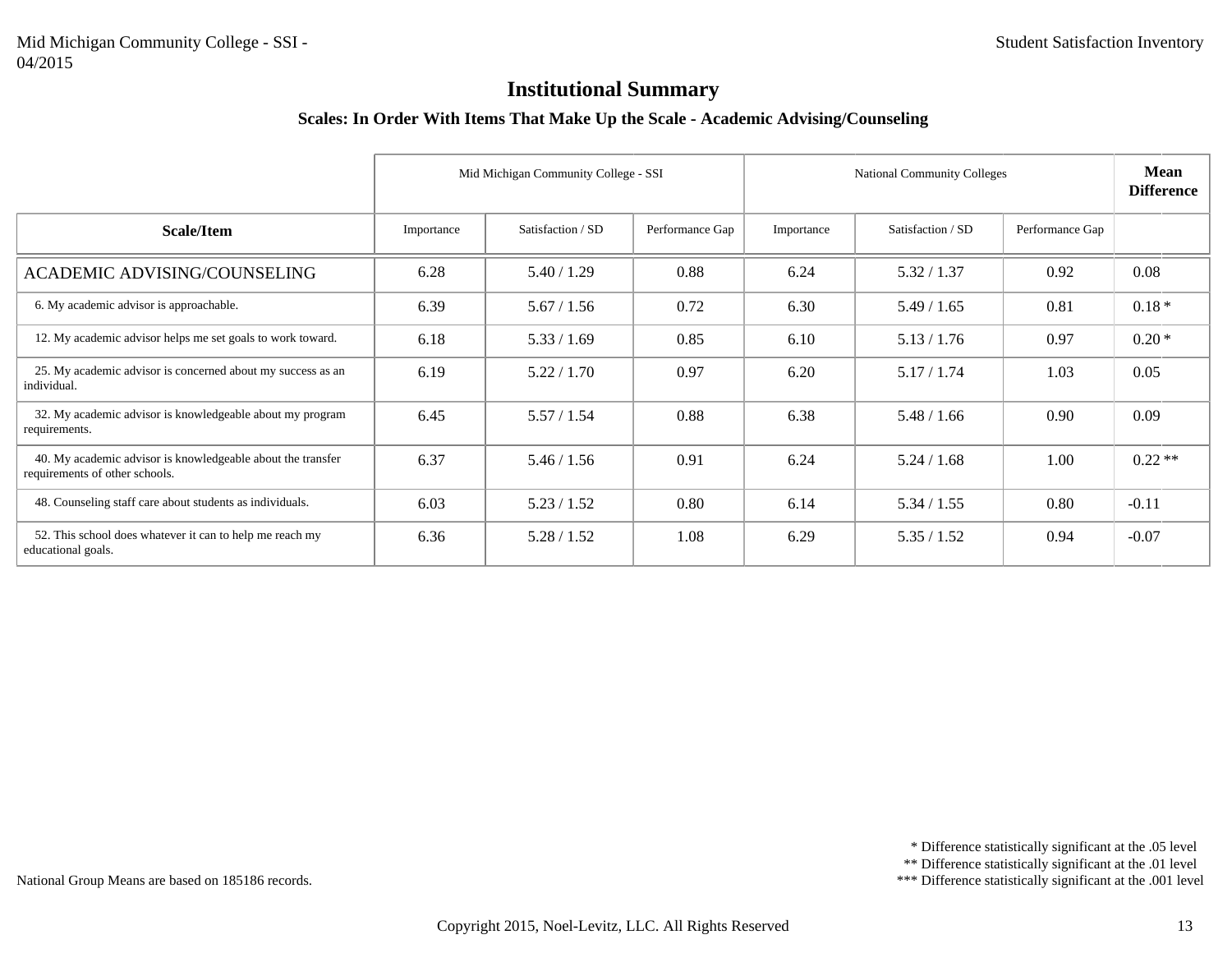# Institutional Summary

### Scales: In Order With Items That Make Up the Scale - Academic Advising/Counseling

| | Mid Michigan Community College - SSI | | | National Community Colleges | | | Mean Difference |
|---|---|---|---|---|---|---|---|
| **Scale/Item** | Importance | Satisfaction / SD | Performance Gap | Importance | Satisfaction / SD | Performance Gap | |
| ACADEMIC ADVISING/COUNSELING | 6.28 | 5.40 / 1.29 | 0.88 | 6.24 | 5.32 / 1.37 | 0.92 | 0.08 |
| 6. My academic advisor is approachable. | 6.39 | 5.67 / 1.56 | 0.72 | 6.30 | 5.49 / 1.65 | 0.81 | 0.18 * |
| 12. My academic advisor helps me set goals to work toward. | 6.18 | 5.33 / 1.69 | 0.85 | 6.10 | 5.13 / 1.76 | 0.97 | 0.20 * |
| 25. My academic advisor is concerned about my success as an individual. | 6.19 | 5.22 / 1.70 | 0.97 | 6.20 | 5.17 / 1.74 | 1.03 | 0.05 |
| 32. My academic advisor is knowledgeable about my program requirements. | 6.45 | 5.57 / 1.54 | 0.88 | 6.38 | 5.48 / 1.66 | 0.90 | 0.09 |
| 40. My academic advisor is knowledgeable about the transfer requirements of other schools. | 6.37 | 5.46 / 1.56 | 0.91 | 6.24 | 5.24 / 1.68 | 1.00 | 0.22 ** |
| 48. Counseling staff care about students as individuals. | 6.03 | 5.23 / 1.52 | 0.80 | 6.14 | 5.34 / 1.55 | 0.80 | -0.11 |
| 52. This school does whatever it can to help me reach my educational goals. | 6.36 | 5.28 / 1.52 | 1.08 | 6.29 | 5.35 / 1.52 | 0.94 | -0.07 |

National Group Means are based on 185186 records.

\* Difference statistically significant at the .05 level
\** Difference statistically significant at the .01 level
\*** Difference statistically significant at the .001 level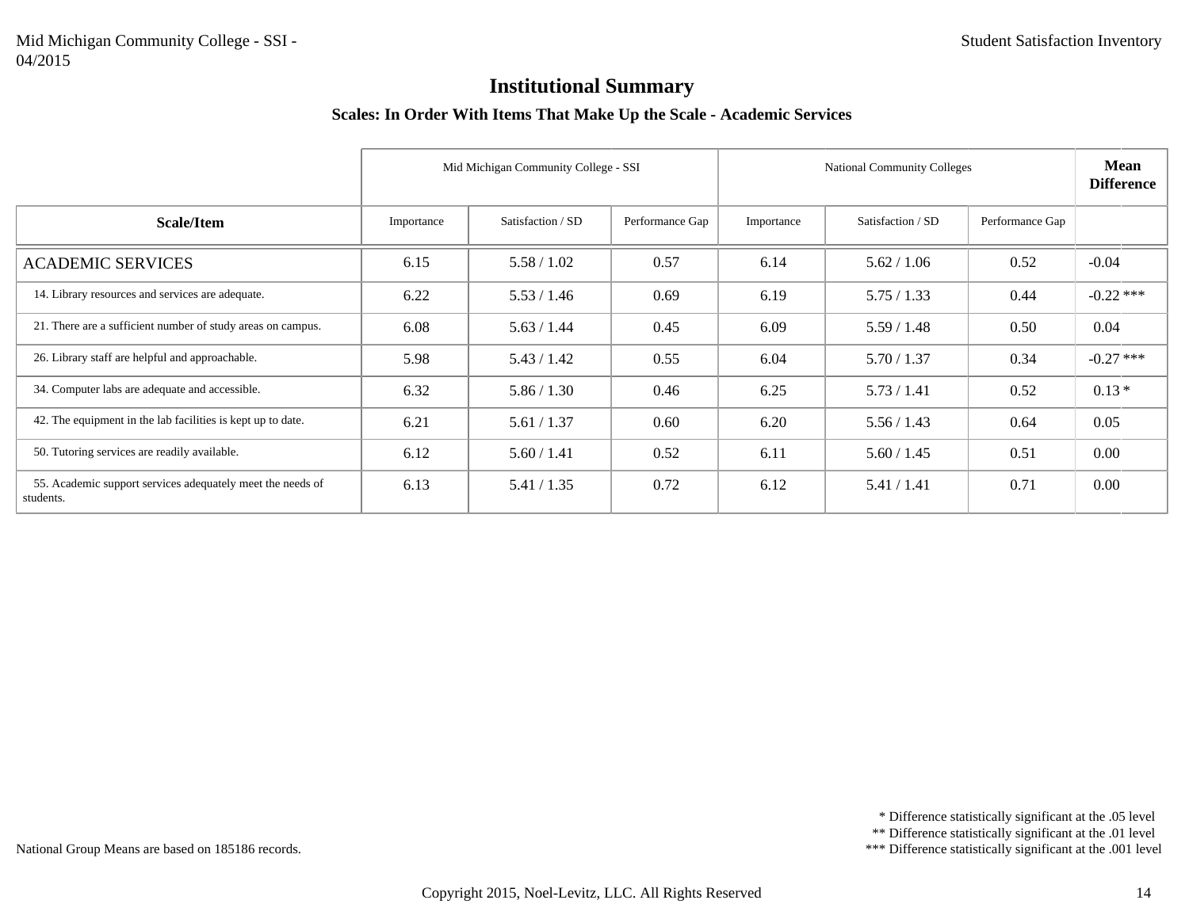# Institutional Summary

### Scales: In Order With Items That Make Up the Scale - Academic Services

| | Mid Michigan Community College - SSI | | | National Community Colleges | | | Mean Difference |
|---|---|---|---|---|---|---|---|
| **Scale/Item** | Importance | Satisfaction / SD | Performance Gap | Importance | Satisfaction / SD | Performance Gap | |
| ACADEMIC SERVICES | 6.15 | 5.58 / 1.02 | 0.57 | 6.14 | 5.62 / 1.06 | 0.52 | -0.04 |
| 14. Library resources and services are adequate. | 6.22 | 5.53 / 1.46 | 0.69 | 6.19 | 5.75 / 1.33 | 0.44 | -0.22 *** |
| 21. There are a sufficient number of study areas on campus. | 6.08 | 5.63 / 1.44 | 0.45 | 6.09 | 5.59 / 1.48 | 0.50 | 0.04 |
| 26. Library staff are helpful and approachable. | 5.98 | 5.43 / 1.42 | 0.55 | 6.04 | 5.70 / 1.37 | 0.34 | -0.27 *** |
| 34. Computer labs are adequate and accessible. | 6.32 | 5.86 / 1.30 | 0.46 | 6.25 | 5.73 / 1.41 | 0.52 | 0.13 * |
| 42. The equipment in the lab facilities is kept up to date. | 6.21 | 5.61 / 1.37 | 0.60 | 6.20 | 5.56 / 1.43 | 0.64 | 0.05 |
| 50. Tutoring services are readily available. | 6.12 | 5.60 / 1.41 | 0.52 | 6.11 | 5.60 / 1.45 | 0.51 | 0.00 |
| 55. Academic support services adequately meet the needs of students. | 6.13 | 5.41 / 1.35 | 0.72 | 6.12 | 5.41 / 1.41 | 0.71 | 0.00 |

National Group Means are based on 185186 records.

\* Difference statistically significant at the .05 level
\*\* Difference statistically significant at the .01 level
\*\*\* Difference statistically significant at the .001 level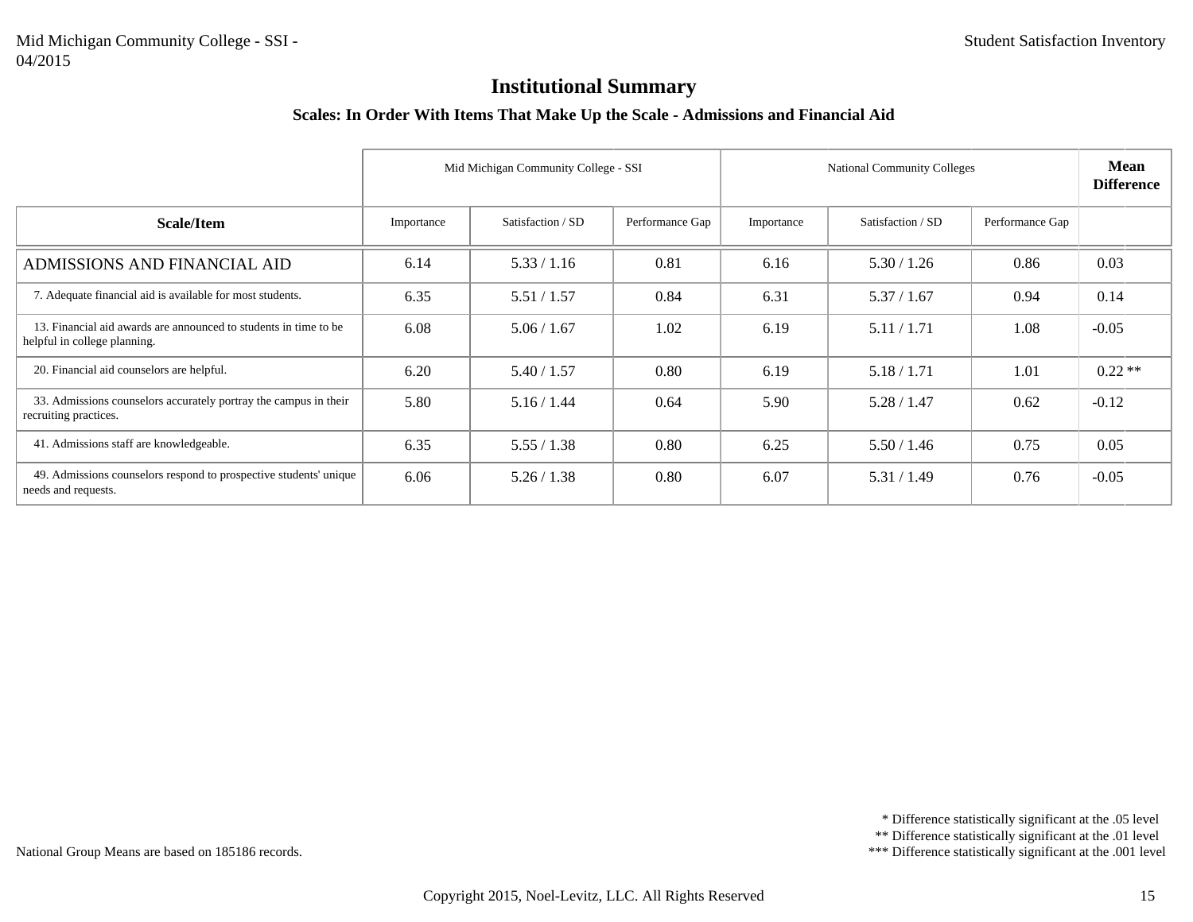# Institutional Summary

### Scales: In Order With Items That Make Up the Scale - Admissions and Financial Aid

| | Mid Michigan Community College - SSI | | | National Community Colleges | | | Mean Difference |
|---|---|---|---|---|---|---|---|
| **Scale/Item** | Importance | Satisfaction / SD | Performance Gap | Importance | Satisfaction / SD | Performance Gap | |
| ADMISSIONS AND FINANCIAL AID | 6.14 | 5.33 / 1.16 | 0.81 | 6.16 | 5.30 / 1.26 | 0.86 | 0.03 |
| 7. Adequate financial aid is available for most students. | 6.35 | 5.51 / 1.57 | 0.84 | 6.31 | 5.37 / 1.67 | 0.94 | 0.14 |
| 13. Financial aid awards are announced to students in time to be helpful in college planning. | 6.08 | 5.06 / 1.67 | 1.02 | 6.19 | 5.11 / 1.71 | 1.08 | -0.05 |
| 20. Financial aid counselors are helpful. | 6.20 | 5.40 / 1.57 | 0.80 | 6.19 | 5.18 / 1.71 | 1.01 | 0.22 ** |
| 33. Admissions counselors accurately portray the campus in their recruiting practices. | 5.80 | 5.16 / 1.44 | 0.64 | 5.90 | 5.28 / 1.47 | 0.62 | -0.12 |
| 41. Admissions staff are knowledgeable. | 6.35 | 5.55 / 1.38 | 0.80 | 6.25 | 5.50 / 1.46 | 0.75 | 0.05 |
| 49. Admissions counselors respond to prospective students' unique needs and requests. | 6.06 | 5.26 / 1.38 | 0.80 | 6.07 | 5.31 / 1.49 | 0.76 | -0.05 |

National Group Means are based on 185186 records.

\* Difference statistically significant at the .05 level
\** Difference statistically significant at the .01 level
\*** Difference statistically significant at the .001 level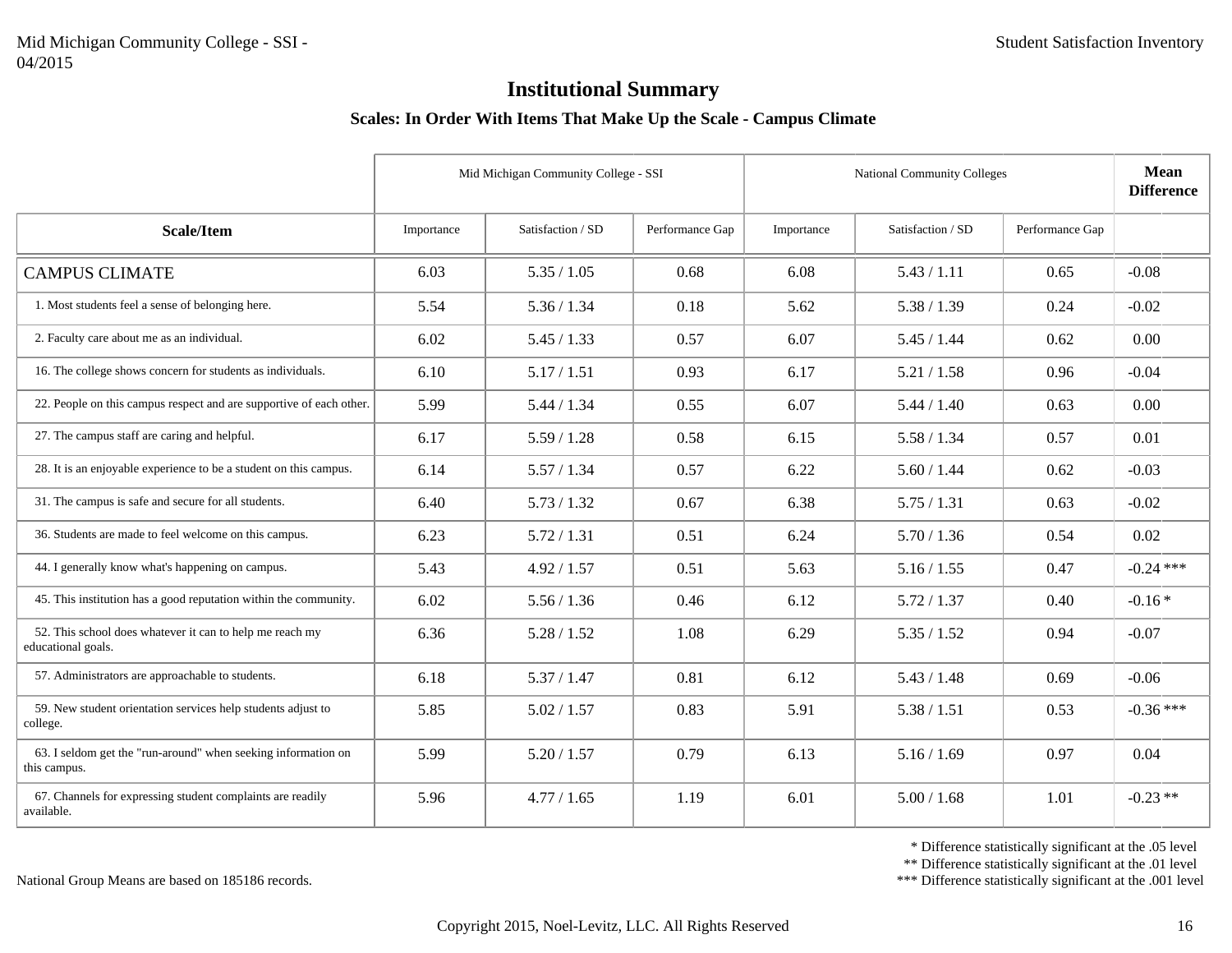# Institutional Summary

### Scales: In Order With Items That Make Up the Scale - Campus Climate

| Scale/Item | Mid Michigan Community College - SSI | | | National Community Colleges | | | Mean Difference |
|---|---|---|---|---|---|---|---|
| | Importance | Satisfaction / SD | Performance Gap | Importance | Satisfaction / SD | Performance Gap | |
| CAMPUS CLIMATE | 6.03 | 5.35 / 1.05 | 0.68 | 6.08 | 5.43 / 1.11 | 0.65 | -0.08 |
| 1. Most students feel a sense of belonging here. | 5.54 | 5.36 / 1.34 | 0.18 | 5.62 | 5.38 / 1.39 | 0.24 | -0.02 |
| 2. Faculty care about me as an individual. | 6.02 | 5.45 / 1.33 | 0.57 | 6.07 | 5.45 / 1.44 | 0.62 | 0.00 |
| 16. The college shows concern for students as individuals. | 6.10 | 5.17 / 1.51 | 0.93 | 6.17 | 5.21 / 1.58 | 0.96 | -0.04 |
| 22. People on this campus respect and are supportive of each other. | 5.99 | 5.44 / 1.34 | 0.55 | 6.07 | 5.44 / 1.40 | 0.63 | 0.00 |
| 27. The campus staff are caring and helpful. | 6.17 | 5.59 / 1.28 | 0.58 | 6.15 | 5.58 / 1.34 | 0.57 | 0.01 |
| 28. It is an enjoyable experience to be a student on this campus. | 6.14 | 5.57 / 1.34 | 0.57 | 6.22 | 5.60 / 1.44 | 0.62 | -0.03 |
| 31. The campus is safe and secure for all students. | 6.40 | 5.73 / 1.32 | 0.67 | 6.38 | 5.75 / 1.31 | 0.63 | -0.02 |
| 36. Students are made to feel welcome on this campus. | 6.23 | 5.72 / 1.31 | 0.51 | 6.24 | 5.70 / 1.36 | 0.54 | 0.02 |
| 44. I generally know what's happening on campus. | 5.43 | 4.92 / 1.57 | 0.51 | 5.63 | 5.16 / 1.55 | 0.47 | -0.24 *** |
| 45. This institution has a good reputation within the community. | 6.02 | 5.56 / 1.36 | 0.46 | 6.12 | 5.72 / 1.37 | 0.40 | -0.16 * |
| 52. This school does whatever it can to help me reach my educational goals. | 6.36 | 5.28 / 1.52 | 1.08 | 6.29 | 5.35 / 1.52 | 0.94 | -0.07 |
| 57. Administrators are approachable to students. | 6.18 | 5.37 / 1.47 | 0.81 | 6.12 | 5.43 / 1.48 | 0.69 | -0.06 |
| 59. New student orientation services help students adjust to college. | 5.85 | 5.02 / 1.57 | 0.83 | 5.91 | 5.38 / 1.51 | 0.53 | -0.36 *** |
| 63. I seldom get the "run-around" when seeking information on this campus. | 5.99 | 5.20 / 1.57 | 0.79 | 6.13 | 5.16 / 1.69 | 0.97 | 0.04 |
| 67. Channels for expressing student complaints are readily available. | 5.96 | 4.77 / 1.65 | 1.19 | 6.01 | 5.00 / 1.68 | 1.01 | -0.23 ** |

National Group Means are based on 185186 records.

\* Difference statistically significant at the .05 level
\*\* Difference statistically significant at the .01 level
\*\*\* Difference statistically significant at the .001 level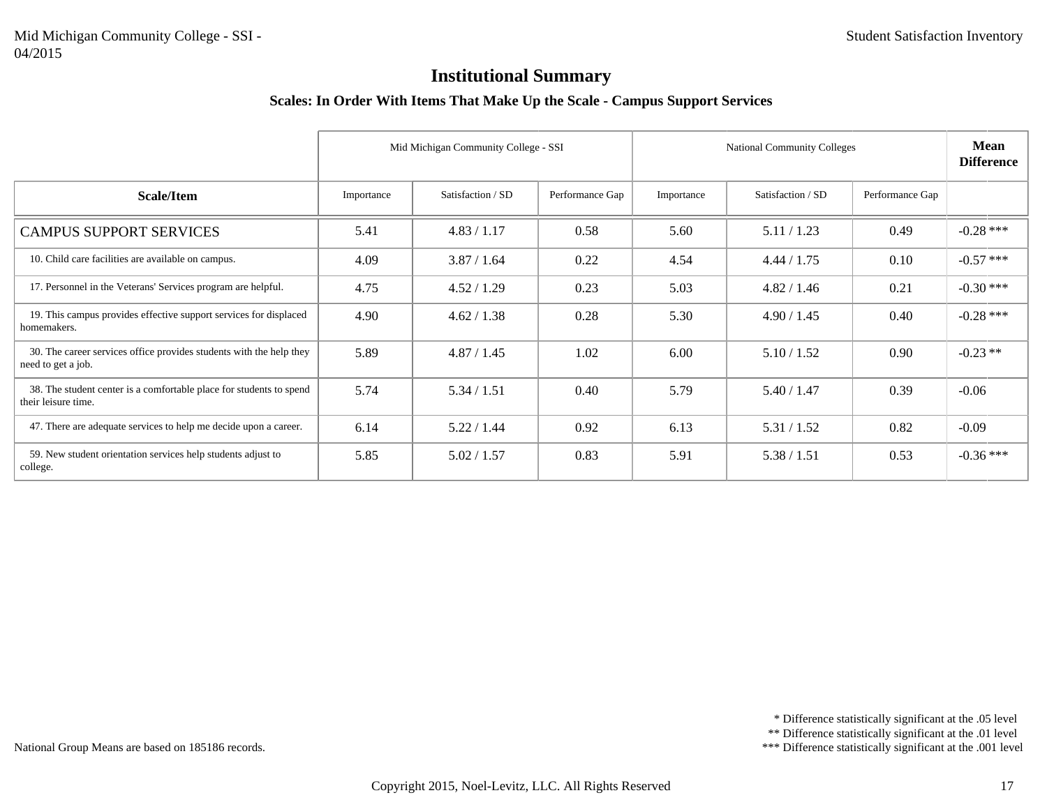# Institutional Summary

## Scales: In Order With Items That Make Up the Scale - Campus Support Services

| | Mid Michigan Community College - SSI | | | National Community Colleges | | | Mean Difference |
|---|---|---|---|---|---|---|---|
| **Scale/Item** | Importance | Satisfaction / SD | Performance Gap | Importance | Satisfaction / SD | Performance Gap | |
| CAMPUS SUPPORT SERVICES | 5.41 | 4.83 / 1.17 | 0.58 | 5.60 | 5.11 / 1.23 | 0.49 | -0.28 *** |
| 10. Child care facilities are available on campus. | 4.09 | 3.87 / 1.64 | 0.22 | 4.54 | 4.44 / 1.75 | 0.10 | -0.57 *** |
| 17. Personnel in the Veterans' Services program are helpful. | 4.75 | 4.52 / 1.29 | 0.23 | 5.03 | 4.82 / 1.46 | 0.21 | -0.30 *** |
| 19. This campus provides effective support services for displaced homemakers. | 4.90 | 4.62 / 1.38 | 0.28 | 5.30 | 4.90 / 1.45 | 0.40 | -0.28 *** |
| 30. The career services office provides students with the help they need to get a job. | 5.89 | 4.87 / 1.45 | 1.02 | 6.00 | 5.10 / 1.52 | 0.90 | -0.23 ** |
| 38. The student center is a comfortable place for students to spend their leisure time. | 5.74 | 5.34 / 1.51 | 0.40 | 5.79 | 5.40 / 1.47 | 0.39 | -0.06 |
| 47. There are adequate services to help me decide upon a career. | 6.14 | 5.22 / 1.44 | 0.92 | 6.13 | 5.31 / 1.52 | 0.82 | -0.09 |
| 59. New student orientation services help students adjust to college. | 5.85 | 5.02 / 1.57 | 0.83 | 5.91 | 5.38 / 1.51 | 0.53 | -0.36 *** |

National Group Means are based on 185186 records.

\* Difference statistically significant at the .05 level
\*\* Difference statistically significant at the .01 level
\*\*\* Difference statistically significant at the .001 level

Copyright 2015, Noel-Levitz, LLC. All Rights Reserved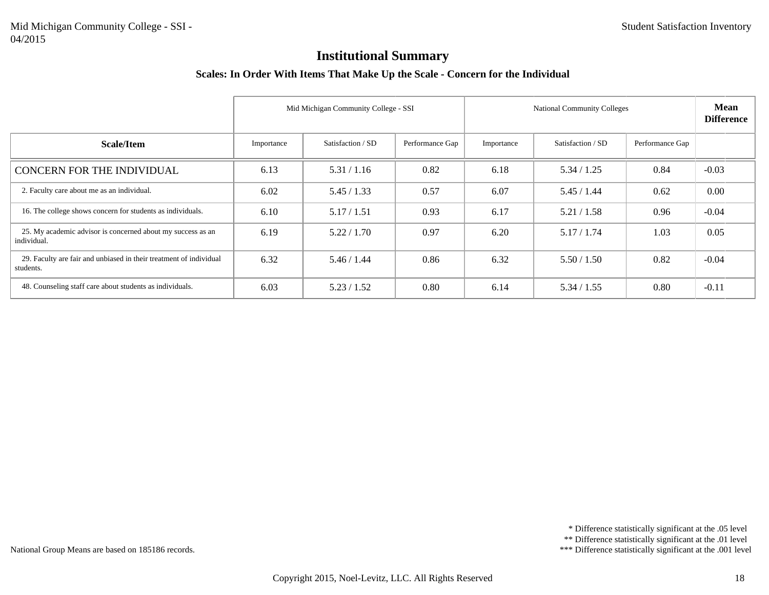# Institutional Summary

### Scales: In Order With Items That Make Up the Scale - Concern for the Individual

| | Mid Michigan Community College - SSI | | | National Community Colleges | | | **Mean Difference** |
|---|---|---|---|---|---|---|---|
| **Scale/Item** | Importance | Satisfaction / SD | Performance Gap | Importance | Satisfaction / SD | Performance Gap | |
| CONCERN FOR THE INDIVIDUAL | 6.13 | 5.31 / 1.16 | 0.82 | 6.18 | 5.34 / 1.25 | 0.84 | -0.03 |
| 2. Faculty care about me as an individual. | 6.02 | 5.45 / 1.33 | 0.57 | 6.07 | 5.45 / 1.44 | 0.62 | 0.00 |
| 16. The college shows concern for students as individuals. | 6.10 | 5.17 / 1.51 | 0.93 | 6.17 | 5.21 / 1.58 | 0.96 | -0.04 |
| 25. My academic advisor is concerned about my success as an individual. | 6.19 | 5.22 / 1.70 | 0.97 | 6.20 | 5.17 / 1.74 | 1.03 | 0.05 |
| 29. Faculty are fair and unbiased in their treatment of individual students. | 6.32 | 5.46 / 1.44 | 0.86 | 6.32 | 5.50 / 1.50 | 0.82 | -0.04 |
| 48. Counseling staff care about students as individuals. | 6.03 | 5.23 / 1.52 | 0.80 | 6.14 | 5.34 / 1.55 | 0.80 | -0.11 |

National Group Means are based on 185186 records.

\* Difference statistically significant at the .05 level
\*\* Difference statistically significant at the .01 level
\*\*\* Difference statistically significant at the .001 level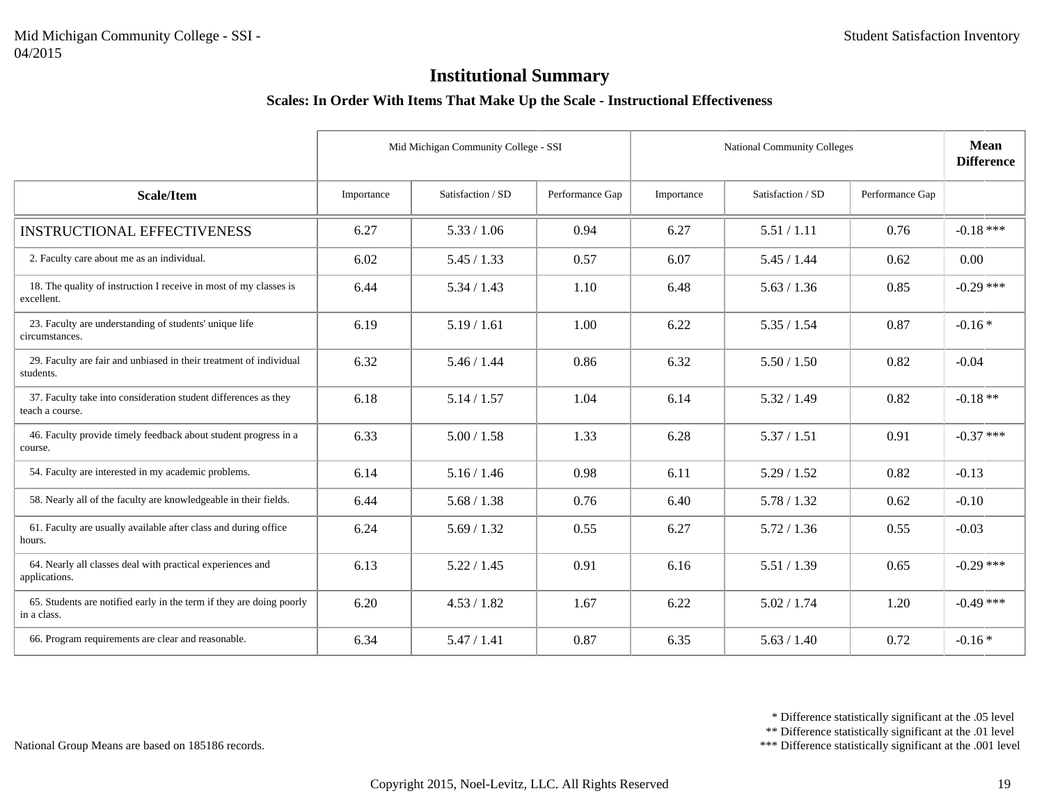# Institutional Summary

### Scales: In Order With Items That Make Up the Scale - Instructional Effectiveness

| Scale/Item | Mid Michigan Community College - SSI | | | National Community Colleges | | | Mean Difference |
|---|---|---|---|---|---|---|---|
| | Importance | Satisfaction / SD | Performance Gap | Importance | Satisfaction / SD | Performance Gap | |
| INSTRUCTIONAL EFFECTIVENESS | 6.27 | 5.33 / 1.06 | 0.94 | 6.27 | 5.51 / 1.11 | 0.76 | -0.18 *** |
| 2. Faculty care about me as an individual. | 6.02 | 5.45 / 1.33 | 0.57 | 6.07 | 5.45 / 1.44 | 0.62 | 0.00 |
| 18. The quality of instruction I receive in most of my classes is excellent. | 6.44 | 5.34 / 1.43 | 1.10 | 6.48 | 5.63 / 1.36 | 0.85 | -0.29 *** |
| 23. Faculty are understanding of students' unique life circumstances. | 6.19 | 5.19 / 1.61 | 1.00 | 6.22 | 5.35 / 1.54 | 0.87 | -0.16 * |
| 29. Faculty are fair and unbiased in their treatment of individual students. | 6.32 | 5.46 / 1.44 | 0.86 | 6.32 | 5.50 / 1.50 | 0.82 | -0.04 |
| 37. Faculty take into consideration student differences as they teach a course. | 6.18 | 5.14 / 1.57 | 1.04 | 6.14 | 5.32 / 1.49 | 0.82 | -0.18 ** |
| 46. Faculty provide timely feedback about student progress in a course. | 6.33 | 5.00 / 1.58 | 1.33 | 6.28 | 5.37 / 1.51 | 0.91 | -0.37 *** |
| 54. Faculty are interested in my academic problems. | 6.14 | 5.16 / 1.46 | 0.98 | 6.11 | 5.29 / 1.52 | 0.82 | -0.13 |
| 58. Nearly all of the faculty are knowledgeable in their fields. | 6.44 | 5.68 / 1.38 | 0.76 | 6.40 | 5.78 / 1.32 | 0.62 | -0.10 |
| 61. Faculty are usually available after class and during office hours. | 6.24 | 5.69 / 1.32 | 0.55 | 6.27 | 5.72 / 1.36 | 0.55 | -0.03 |
| 64. Nearly all classes deal with practical experiences and applications. | 6.13 | 5.22 / 1.45 | 0.91 | 6.16 | 5.51 / 1.39 | 0.65 | -0.29 *** |
| 65. Students are notified early in the term if they are doing poorly in a class. | 6.20 | 4.53 / 1.82 | 1.67 | 6.22 | 5.02 / 1.74 | 1.20 | -0.49 *** |
| 66. Program requirements are clear and reasonable. | 6.34 | 5.47 / 1.41 | 0.87 | 6.35 | 5.63 / 1.40 | 0.72 | -0.16 * |

National Group Means are based on 185186 records.

\* Difference statistically significant at the .05 level
\*\* Difference statistically significant at the .01 level
\*\*\* Difference statistically significant at the .001 level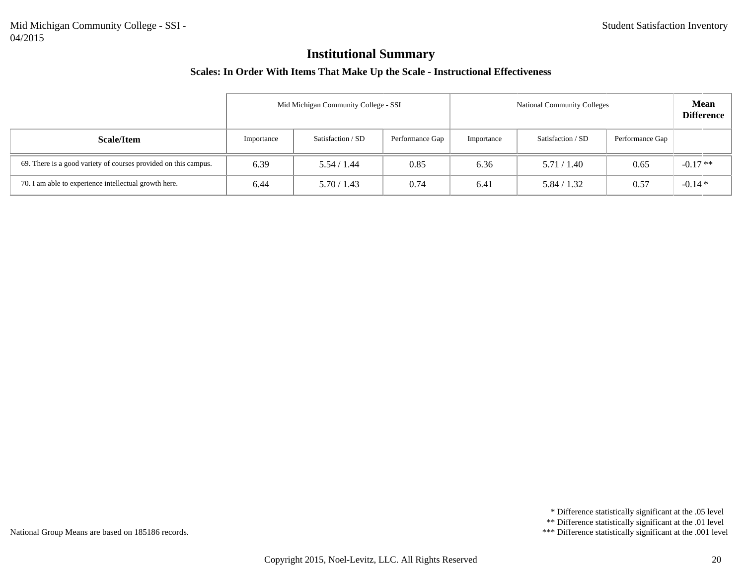# Institutional Summary

### Scales: In Order With Items That Make Up the Scale - Instructional Effectiveness

| | Mid Michigan Community College - SSI | | | National Community Colleges | | | **Mean Difference** |
|---|---|---|---|---|---|---|---|
| **Scale/Item** | Importance | Satisfaction / SD | Performance Gap | Importance | Satisfaction / SD | Performance Gap | |
| 69. There is a good variety of courses provided on this campus. | 6.39 | 5.54 / 1.44 | 0.85 | 6.36 | 5.71 / 1.40 | 0.65 | -0.17 ** |
| 70. I am able to experience intellectual growth here. | 6.44 | 5.70 / 1.43 | 0.74 | 6.41 | 5.84 / 1.32 | 0.57 | -0.14 * |

National Group Means are based on 185186 records.

\* Difference statistically significant at the .05 level
\*\* Difference statistically significant at the .01 level
\*\*\* Difference statistically significant at the .001 level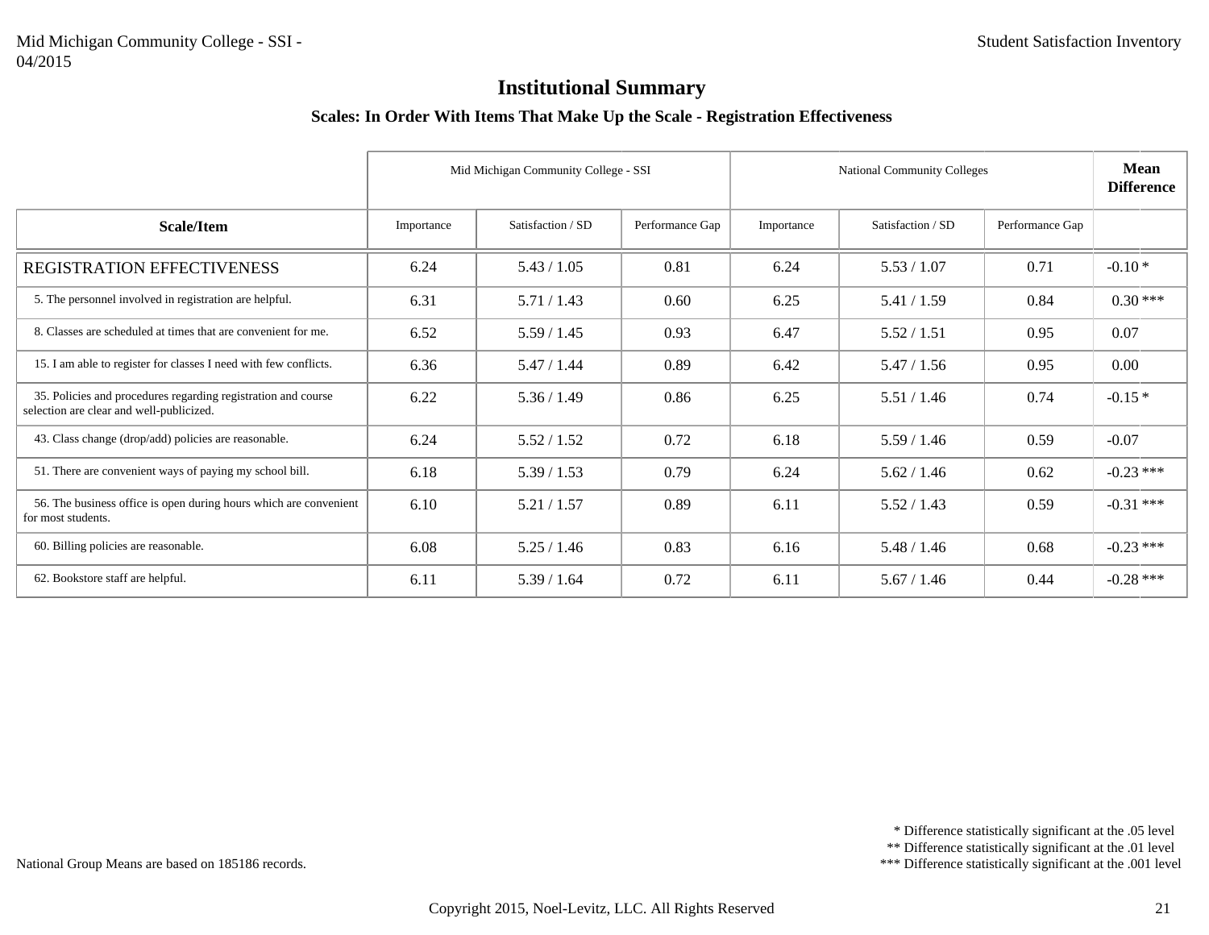# Institutional Summary

### Scales: In Order With Items That Make Up the Scale - Registration Effectiveness

| Scale/Item | Mid Michigan Community College - SSI | | | National Community Colleges | | | Mean Difference |
|---|---|---|---|---|---|---|---|
| | Importance | Satisfaction / SD | Performance Gap | Importance | Satisfaction / SD | Performance Gap | |
| REGISTRATION EFFECTIVENESS | 6.24 | 5.43 / 1.05 | 0.81 | 6.24 | 5.53 / 1.07 | 0.71 | -0.10 * |
| 5. The personnel involved in registration are helpful. | 6.31 | 5.71 / 1.43 | 0.60 | 6.25 | 5.41 / 1.59 | 0.84 | 0.30 *** |
| 8. Classes are scheduled at times that are convenient for me. | 6.52 | 5.59 / 1.45 | 0.93 | 6.47 | 5.52 / 1.51 | 0.95 | 0.07 |
| 15. I am able to register for classes I need with few conflicts. | 6.36 | 5.47 / 1.44 | 0.89 | 6.42 | 5.47 / 1.56 | 0.95 | 0.00 |
| 35. Policies and procedures regarding registration and course selection are clear and well-publicized. | 6.22 | 5.36 / 1.49 | 0.86 | 6.25 | 5.51 / 1.46 | 0.74 | -0.15 * |
| 43. Class change (drop/add) policies are reasonable. | 6.24 | 5.52 / 1.52 | 0.72 | 6.18 | 5.59 / 1.46 | 0.59 | -0.07 |
| 51. There are convenient ways of paying my school bill. | 6.18 | 5.39 / 1.53 | 0.79 | 6.24 | 5.62 / 1.46 | 0.62 | -0.23 *** |
| 56. The business office is open during hours which are convenient for most students. | 6.10 | 5.21 / 1.57 | 0.89 | 6.11 | 5.52 / 1.43 | 0.59 | -0.31 *** |
| 60. Billing policies are reasonable. | 6.08 | 5.25 / 1.46 | 0.83 | 6.16 | 5.48 / 1.46 | 0.68 | -0.23 *** |
| 62. Bookstore staff are helpful. | 6.11 | 5.39 / 1.64 | 0.72 | 6.11 | 5.67 / 1.46 | 0.44 | -0.28 *** |

National Group Means are based on 185186 records.

\* Difference statistically significant at the .05 level
** Difference statistically significant at the .01 level
*** Difference statistically significant at the .001 level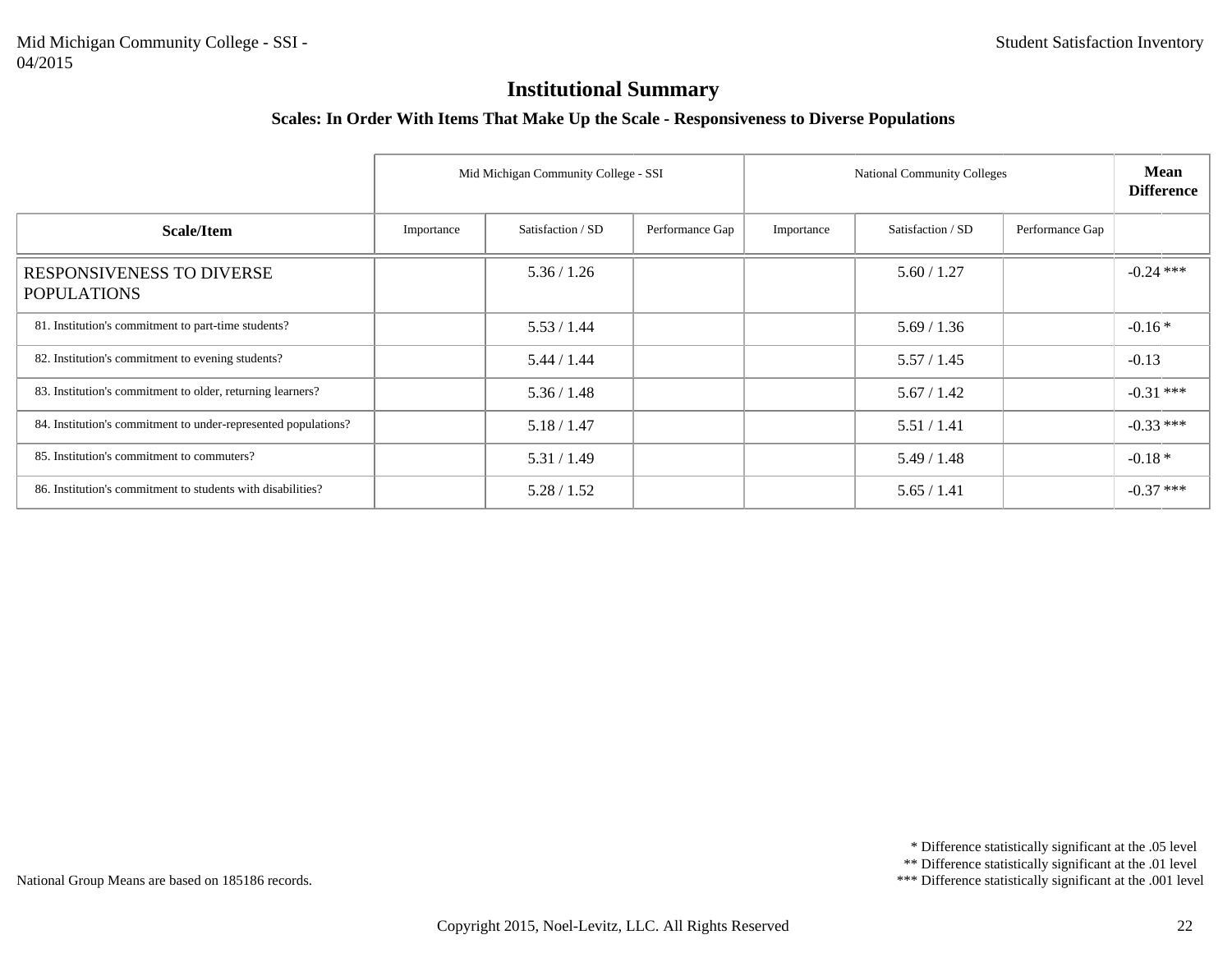# Institutional Summary

### Scales: In Order With Items That Make Up the Scale - Responsiveness to Diverse Populations

| | Mid Michigan Community College - SSI | | | National Community Colleges | | | **Mean Difference** |
|---|---|---|---|---|---|---|---|
| **Scale/Item** | Importance | Satisfaction / SD | Performance Gap | Importance | Satisfaction / SD | Performance Gap | |
| RESPONSIVENESS TO DIVERSE POPULATIONS | | 5.36 / 1.26 | | | 5.60 / 1.27 | | -0.24 *** |
| 81. Institution's commitment to part-time students? | | 5.53 / 1.44 | | | 5.69 / 1.36 | | -0.16 * |
| 82. Institution's commitment to evening students? | | 5.44 / 1.44 | | | 5.57 / 1.45 | | -0.13 |
| 83. Institution's commitment to older, returning learners? | | 5.36 / 1.48 | | | 5.67 / 1.42 | | -0.31 *** |
| 84. Institution's commitment to under-represented populations? | | 5.18 / 1.47 | | | 5.51 / 1.41 | | -0.33 *** |
| 85. Institution's commitment to commuters? | | 5.31 / 1.49 | | | 5.49 / 1.48 | | -0.18 * |
| 86. Institution's commitment to students with disabilities? | | 5.28 / 1.52 | | | 5.65 / 1.41 | | -0.37 *** |

National Group Means are based on 185186 records.

\* Difference statistically significant at the .05 level
** Difference statistically significant at the .01 level
*** Difference statistically significant at the .001 level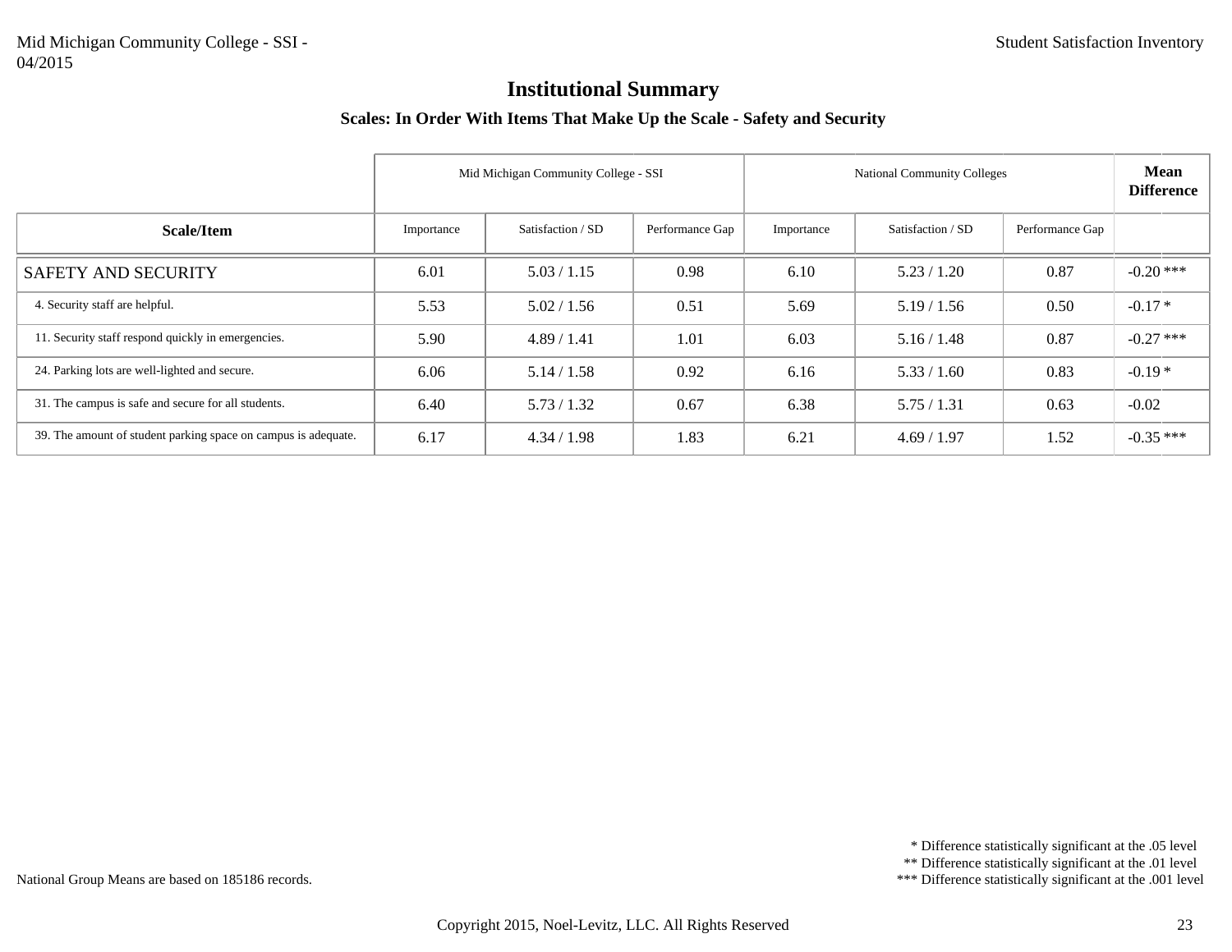# Institutional Summary

### Scales: In Order With Items That Make Up the Scale - Safety and Security

| Scale/Item | Mid Michigan Community College - SSI | | | National Community Colleges | | | Mean Difference |
|---|---|---|---|---|---|---|---|
| | Importance | Satisfaction / SD | Performance Gap | Importance | Satisfaction / SD | Performance Gap | |
| SAFETY AND SECURITY | 6.01 | 5.03 / 1.15 | 0.98 | 6.10 | 5.23 / 1.20 | 0.87 | -0.20 *** |
| 4. Security staff are helpful. | 5.53 | 5.02 / 1.56 | 0.51 | 5.69 | 5.19 / 1.56 | 0.50 | -0.17 * |
| 11. Security staff respond quickly in emergencies. | 5.90 | 4.89 / 1.41 | 1.01 | 6.03 | 5.16 / 1.48 | 0.87 | -0.27 *** |
| 24. Parking lots are well-lighted and secure. | 6.06 | 5.14 / 1.58 | 0.92 | 6.16 | 5.33 / 1.60 | 0.83 | -0.19 * |
| 31. The campus is safe and secure for all students. | 6.40 | 5.73 / 1.32 | 0.67 | 6.38 | 5.75 / 1.31 | 0.63 | -0.02 |
| 39. The amount of student parking space on campus is adequate. | 6.17 | 4.34 / 1.98 | 1.83 | 6.21 | 4.69 / 1.97 | 1.52 | -0.35 *** |

National Group Means are based on 185186 records.

\* Difference statistically significant at the .05 level
\** Difference statistically significant at the .01 level
\*** Difference statistically significant at the .001 level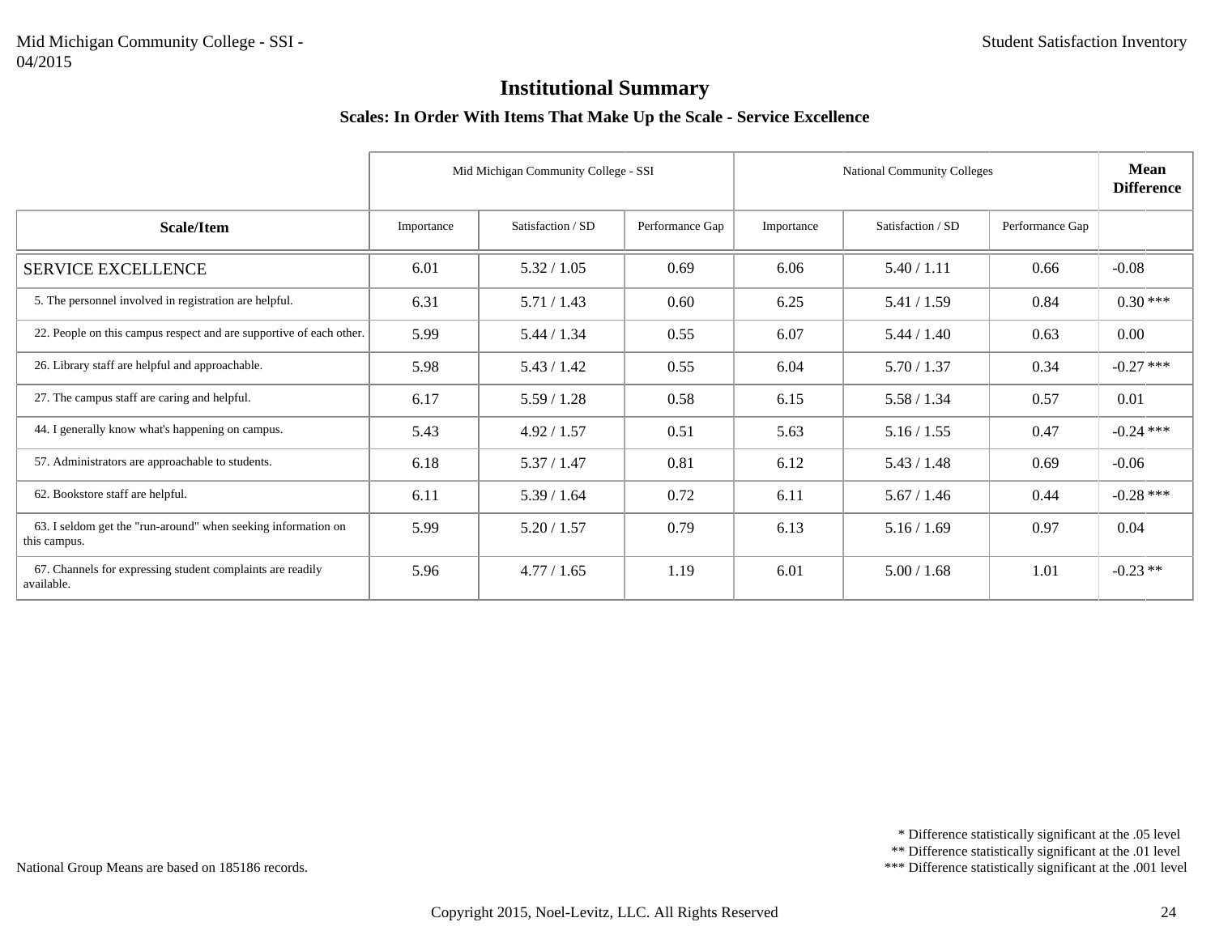# Institutional Summary

### Scales: In Order With Items That Make Up the Scale - Service Excellence

| Scale/Item | Mid Michigan Community College - SSI | | | National Community Colleges | | | Mean Difference |
|---|---|---|---|---|---|---|---|
| | Importance | Satisfaction / SD | Performance Gap | Importance | Satisfaction / SD | Performance Gap | |
| SERVICE EXCELLENCE | 6.01 | 5.32 / 1.05 | 0.69 | 6.06 | 5.40 / 1.11 | 0.66 | -0.08 |
| 5. The personnel involved in registration are helpful. | 6.31 | 5.71 / 1.43 | 0.60 | 6.25 | 5.41 / 1.59 | 0.84 | 0.30 *** |
| 22. People on this campus respect and are supportive of each other. | 5.99 | 5.44 / 1.34 | 0.55 | 6.07 | 5.44 / 1.40 | 0.63 | 0.00 |
| 26. Library staff are helpful and approachable. | 5.98 | 5.43 / 1.42 | 0.55 | 6.04 | 5.70 / 1.37 | 0.34 | -0.27 *** |
| 27. The campus staff are caring and helpful. | 6.17 | 5.59 / 1.28 | 0.58 | 6.15 | 5.58 / 1.34 | 0.57 | 0.01 |
| 44. I generally know what's happening on campus. | 5.43 | 4.92 / 1.57 | 0.51 | 5.63 | 5.16 / 1.55 | 0.47 | -0.24 *** |
| 57. Administrators are approachable to students. | 6.18 | 5.37 / 1.47 | 0.81 | 6.12 | 5.43 / 1.48 | 0.69 | -0.06 |
| 62. Bookstore staff are helpful. | 6.11 | 5.39 / 1.64 | 0.72 | 6.11 | 5.67 / 1.46 | 0.44 | -0.28 *** |
| 63. I seldom get the "run-around" when seeking information on this campus. | 5.99 | 5.20 / 1.57 | 0.79 | 6.13 | 5.16 / 1.69 | 0.97 | 0.04 |
| 67. Channels for expressing student complaints are readily available. | 5.96 | 4.77 / 1.65 | 1.19 | 6.01 | 5.00 / 1.68 | 1.01 | -0.23 ** |

National Group Means are based on 185186 records.

\* Difference statistically significant at the .05 level
\*\* Difference statistically significant at the .01 level
\*\*\* Difference statistically significant at the .001 level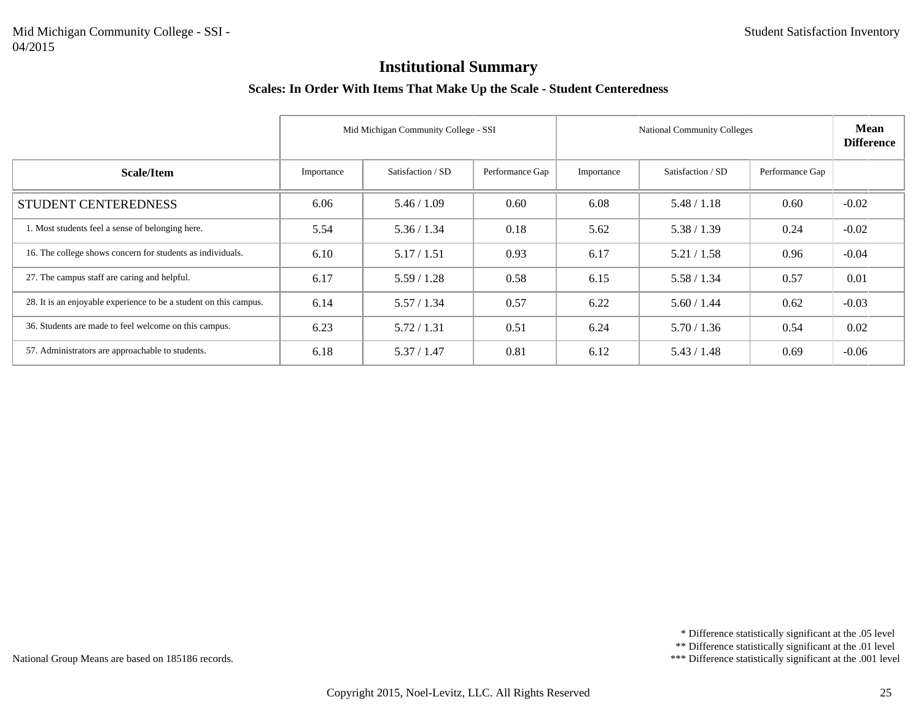# Institutional Summary

## Scales: In Order With Items That Make Up the Scale - Student Centeredness

| | Mid Michigan Community College - SSI | | | National Community Colleges | | | **Mean Difference** |
|---|---|---|---|---|---|---|---|
| **Scale/Item** | Importance | Satisfaction / SD | Performance Gap | Importance | Satisfaction / SD | Performance Gap | |
| STUDENT CENTEREDNESS | 6.06 | 5.46 / 1.09 | 0.60 | 6.08 | 5.48 / 1.18 | 0.60 | -0.02 |
| 1. Most students feel a sense of belonging here. | 5.54 | 5.36 / 1.34 | 0.18 | 5.62 | 5.38 / 1.39 | 0.24 | -0.02 |
| 16. The college shows concern for students as individuals. | 6.10 | 5.17 / 1.51 | 0.93 | 6.17 | 5.21 / 1.58 | 0.96 | -0.04 |
| 27. The campus staff are caring and helpful. | 6.17 | 5.59 / 1.28 | 0.58 | 6.15 | 5.58 / 1.34 | 0.57 | 0.01 |
| 28. It is an enjoyable experience to be a student on this campus. | 6.14 | 5.57 / 1.34 | 0.57 | 6.22 | 5.60 / 1.44 | 0.62 | -0.03 |
| 36. Students are made to feel welcome on this campus. | 6.23 | 5.72 / 1.31 | 0.51 | 6.24 | 5.70 / 1.36 | 0.54 | 0.02 |
| 57. Administrators are approachable to students. | 6.18 | 5.37 / 1.47 | 0.81 | 6.12 | 5.43 / 1.48 | 0.69 | -0.06 |

National Group Means are based on 185186 records.

\* Difference statistically significant at the .05 level
\** Difference statistically significant at the .01 level
\*** Difference statistically significant at the .001 level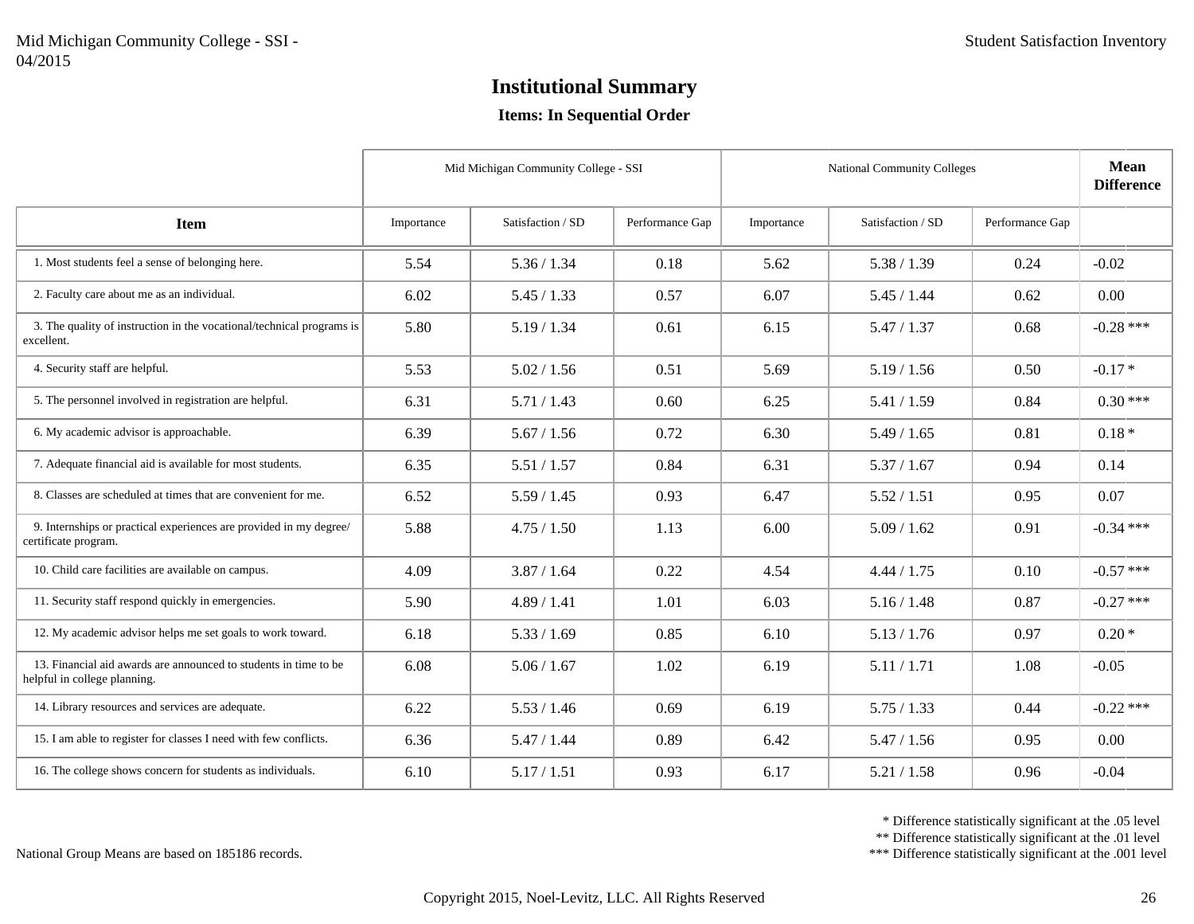# Institutional Summary

### Items: In Sequential Order

| Item | Mid Michigan Community College - SSI | | | National Community Colleges | | | Mean Difference |
|---|---|---|---|---|---|---|---|
| | Importance | Satisfaction / SD | Performance Gap | Importance | Satisfaction / SD | Performance Gap | |
| 1. Most students feel a sense of belonging here. | 5.54 | 5.36 / 1.34 | 0.18 | 5.62 | 5.38 / 1.39 | 0.24 | -0.02 |
| 2. Faculty care about me as an individual. | 6.02 | 5.45 / 1.33 | 0.57 | 6.07 | 5.45 / 1.44 | 0.62 | 0.00 |
| 3. The quality of instruction in the vocational/technical programs is excellent. | 5.80 | 5.19 / 1.34 | 0.61 | 6.15 | 5.47 / 1.37 | 0.68 | -0.28 *** |
| 4. Security staff are helpful. | 5.53 | 5.02 / 1.56 | 0.51 | 5.69 | 5.19 / 1.56 | 0.50 | -0.17 * |
| 5. The personnel involved in registration are helpful. | 6.31 | 5.71 / 1.43 | 0.60 | 6.25 | 5.41 / 1.59 | 0.84 | 0.30 *** |
| 6. My academic advisor is approachable. | 6.39 | 5.67 / 1.56 | 0.72 | 6.30 | 5.49 / 1.65 | 0.81 | 0.18 * |
| 7. Adequate financial aid is available for most students. | 6.35 | 5.51 / 1.57 | 0.84 | 6.31 | 5.37 / 1.67 | 0.94 | 0.14 |
| 8. Classes are scheduled at times that are convenient for me. | 6.52 | 5.59 / 1.45 | 0.93 | 6.47 | 5.52 / 1.51 | 0.95 | 0.07 |
| 9. Internships or practical experiences are provided in my degree/certificate program. | 5.88 | 4.75 / 1.50 | 1.13 | 6.00 | 5.09 / 1.62 | 0.91 | -0.34 *** |
| 10. Child care facilities are available on campus. | 4.09 | 3.87 / 1.64 | 0.22 | 4.54 | 4.44 / 1.75 | 0.10 | -0.57 *** |
| 11. Security staff respond quickly in emergencies. | 5.90 | 4.89 / 1.41 | 1.01 | 6.03 | 5.16 / 1.48 | 0.87 | -0.27 *** |
| 12. My academic advisor helps me set goals to work toward. | 6.18 | 5.33 / 1.69 | 0.85 | 6.10 | 5.13 / 1.76 | 0.97 | 0.20 * |
| 13. Financial aid awards are announced to students in time to be helpful in college planning. | 6.08 | 5.06 / 1.67 | 1.02 | 6.19 | 5.11 / 1.71 | 1.08 | -0.05 |
| 14. Library resources and services are adequate. | 6.22 | 5.53 / 1.46 | 0.69 | 6.19 | 5.75 / 1.33 | 0.44 | -0.22 *** |
| 15. I am able to register for classes I need with few conflicts. | 6.36 | 5.47 / 1.44 | 0.89 | 6.42 | 5.47 / 1.56 | 0.95 | 0.00 |
| 16. The college shows concern for students as individuals. | 6.10 | 5.17 / 1.51 | 0.93 | 6.17 | 5.21 / 1.58 | 0.96 | -0.04 |

National Group Means are based on 185186 records.

\* Difference statistically significant at the .05 level
\*\* Difference statistically significant at the .01 level
\*\*\* Difference statistically significant at the .001 level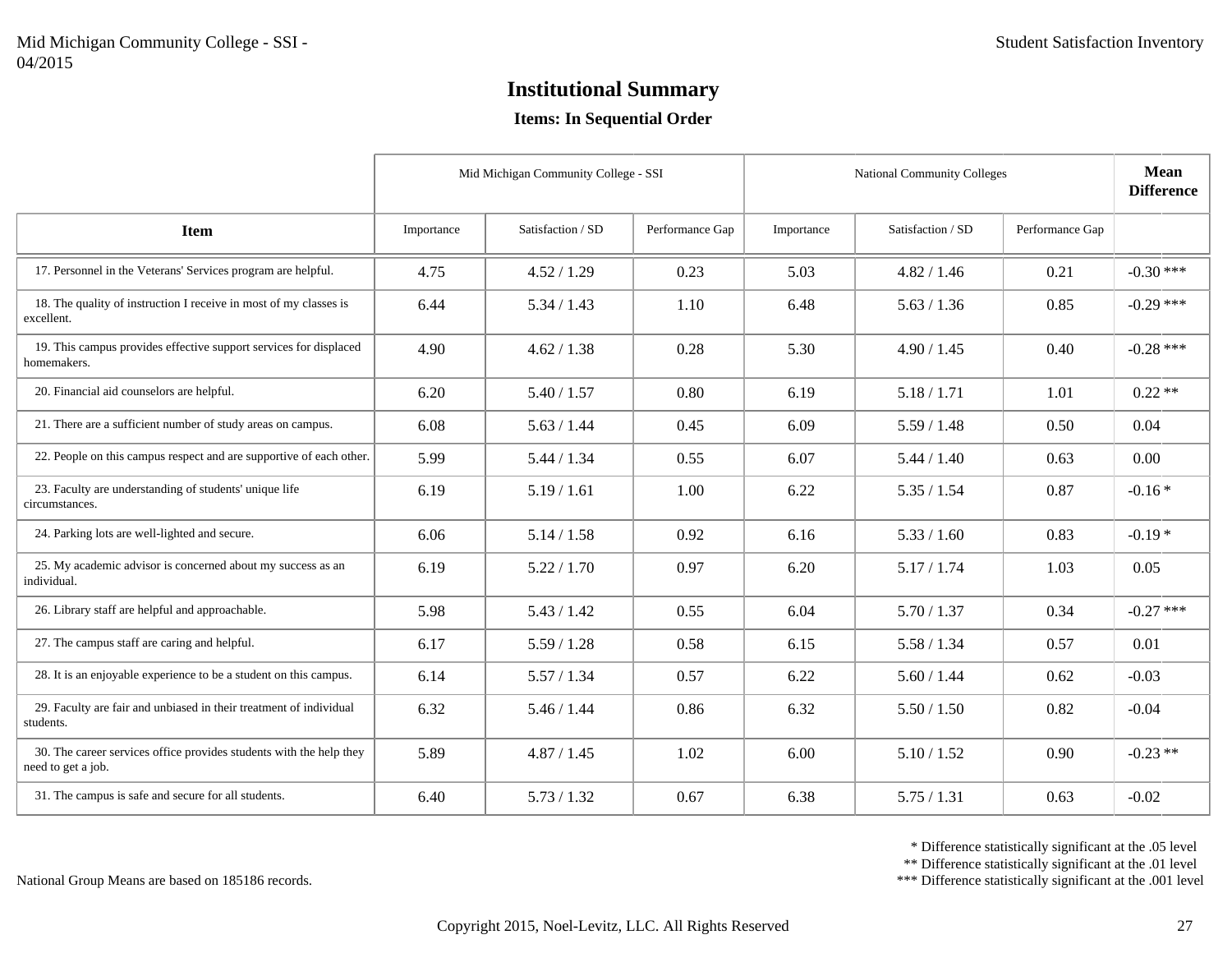# Institutional Summary

### Items: In Sequential Order

| Item | Mid Michigan Community College - SSI | | | National Community Colleges | | | Mean Difference |
|---|---|---|---|---|---|---|---|
| | Importance | Satisfaction / SD | Performance Gap | Importance | Satisfaction / SD | Performance Gap | |
| 17. Personnel in the Veterans' Services program are helpful. | 4.75 | 4.52 / 1.29 | 0.23 | 5.03 | 4.82 / 1.46 | 0.21 | -0.30 *** |
| 18. The quality of instruction I receive in most of my classes is excellent. | 6.44 | 5.34 / 1.43 | 1.10 | 6.48 | 5.63 / 1.36 | 0.85 | -0.29 *** |
| 19. This campus provides effective support services for displaced homemakers. | 4.90 | 4.62 / 1.38 | 0.28 | 5.30 | 4.90 / 1.45 | 0.40 | -0.28 *** |
| 20. Financial aid counselors are helpful. | 6.20 | 5.40 / 1.57 | 0.80 | 6.19 | 5.18 / 1.71 | 1.01 | 0.22 ** |
| 21. There are a sufficient number of study areas on campus. | 6.08 | 5.63 / 1.44 | 0.45 | 6.09 | 5.59 / 1.48 | 0.50 | 0.04 |
| 22. People on this campus respect and are supportive of each other. | 5.99 | 5.44 / 1.34 | 0.55 | 6.07 | 5.44 / 1.40 | 0.63 | 0.00 |
| 23. Faculty are understanding of students' unique life circumstances. | 6.19 | 5.19 / 1.61 | 1.00 | 6.22 | 5.35 / 1.54 | 0.87 | -0.16 * |
| 24. Parking lots are well-lighted and secure. | 6.06 | 5.14 / 1.58 | 0.92 | 6.16 | 5.33 / 1.60 | 0.83 | -0.19 * |
| 25. My academic advisor is concerned about my success as an individual. | 6.19 | 5.22 / 1.70 | 0.97 | 6.20 | 5.17 / 1.74 | 1.03 | 0.05 |
| 26. Library staff are helpful and approachable. | 5.98 | 5.43 / 1.42 | 0.55 | 6.04 | 5.70 / 1.37 | 0.34 | -0.27 *** |
| 27. The campus staff are caring and helpful. | 6.17 | 5.59 / 1.28 | 0.58 | 6.15 | 5.58 / 1.34 | 0.57 | 0.01 |
| 28. It is an enjoyable experience to be a student on this campus. | 6.14 | 5.57 / 1.34 | 0.57 | 6.22 | 5.60 / 1.44 | 0.62 | -0.03 |
| 29. Faculty are fair and unbiased in their treatment of individual students. | 6.32 | 5.46 / 1.44 | 0.86 | 6.32 | 5.50 / 1.50 | 0.82 | -0.04 |
| 30. The career services office provides students with the help they need to get a job. | 5.89 | 4.87 / 1.45 | 1.02 | 6.00 | 5.10 / 1.52 | 0.90 | -0.23 ** |
| 31. The campus is safe and secure for all students. | 6.40 | 5.73 / 1.32 | 0.67 | 6.38 | 5.75 / 1.31 | 0.63 | -0.02 |

National Group Means are based on 185186 records.

\* Difference statistically significant at the .05 level
\** Difference statistically significant at the .01 level
\*** Difference statistically significant at the .001 level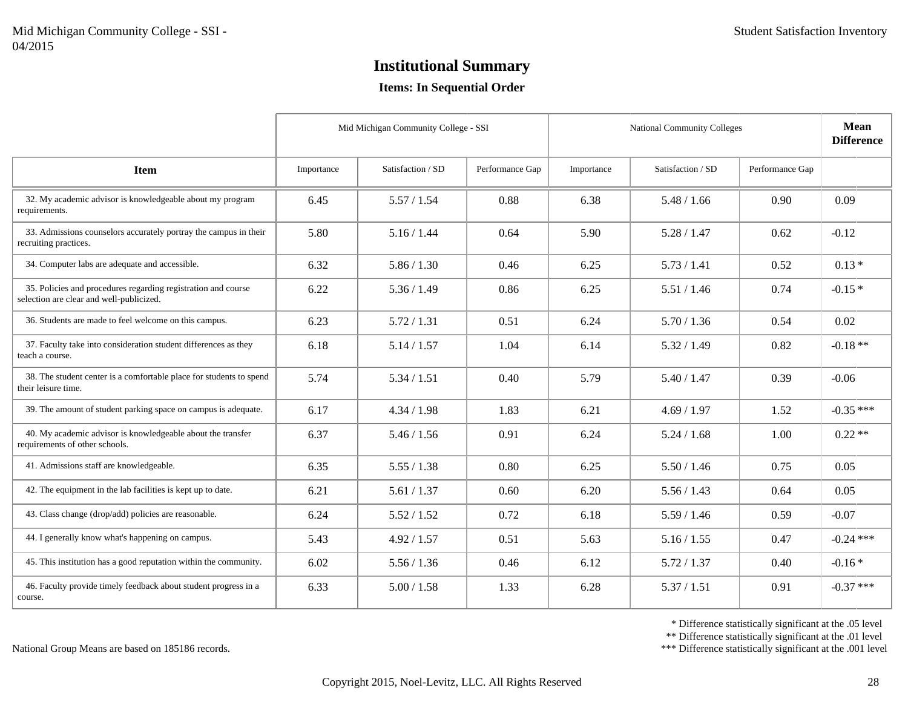# Institutional Summary

### Items: In Sequential Order

| Item | Mid Michigan Community College - SSI | | | National Community Colleges | | | Mean Difference |
|---|---|---|---|---|---|---|---|
| | Importance | Satisfaction / SD | Performance Gap | Importance | Satisfaction / SD | Performance Gap | |
| 32. My academic advisor is knowledgeable about my program requirements. | 6.45 | 5.57 / 1.54 | 0.88 | 6.38 | 5.48 / 1.66 | 0.90 | 0.09 |
| 33. Admissions counselors accurately portray the campus in their recruiting practices. | 5.80 | 5.16 / 1.44 | 0.64 | 5.90 | 5.28 / 1.47 | 0.62 | -0.12 |
| 34. Computer labs are adequate and accessible. | 6.32 | 5.86 / 1.30 | 0.46 | 6.25 | 5.73 / 1.41 | 0.52 | 0.13 * |
| 35. Policies and procedures regarding registration and course selection are clear and well-publicized. | 6.22 | 5.36 / 1.49 | 0.86 | 6.25 | 5.51 / 1.46 | 0.74 | -0.15 * |
| 36. Students are made to feel welcome on this campus. | 6.23 | 5.72 / 1.31 | 0.51 | 6.24 | 5.70 / 1.36 | 0.54 | 0.02 |
| 37. Faculty take into consideration student differences as they teach a course. | 6.18 | 5.14 / 1.57 | 1.04 | 6.14 | 5.32 / 1.49 | 0.82 | -0.18 ** |
| 38. The student center is a comfortable place for students to spend their leisure time. | 5.74 | 5.34 / 1.51 | 0.40 | 5.79 | 5.40 / 1.47 | 0.39 | -0.06 |
| 39. The amount of student parking space on campus is adequate. | 6.17 | 4.34 / 1.98 | 1.83 | 6.21 | 4.69 / 1.97 | 1.52 | -0.35 *** |
| 40. My academic advisor is knowledgeable about the transfer requirements of other schools. | 6.37 | 5.46 / 1.56 | 0.91 | 6.24 | 5.24 / 1.68 | 1.00 | 0.22 ** |
| 41. Admissions staff are knowledgeable. | 6.35 | 5.55 / 1.38 | 0.80 | 6.25 | 5.50 / 1.46 | 0.75 | 0.05 |
| 42. The equipment in the lab facilities is kept up to date. | 6.21 | 5.61 / 1.37 | 0.60 | 6.20 | 5.56 / 1.43 | 0.64 | 0.05 |
| 43. Class change (drop/add) policies are reasonable. | 6.24 | 5.52 / 1.52 | 0.72 | 6.18 | 5.59 / 1.46 | 0.59 | -0.07 |
| 44. I generally know what's happening on campus. | 5.43 | 4.92 / 1.57 | 0.51 | 5.63 | 5.16 / 1.55 | 0.47 | -0.24 *** |
| 45. This institution has a good reputation within the community. | 6.02 | 5.56 / 1.36 | 0.46 | 6.12 | 5.72 / 1.37 | 0.40 | -0.16 * |
| 46. Faculty provide timely feedback about student progress in a course. | 6.33 | 5.00 / 1.58 | 1.33 | 6.28 | 5.37 / 1.51 | 0.91 | -0.37 *** |

\* Difference statistically significant at the .05 level
\*\* Difference statistically significant at the .01 level
\*\*\* Difference statistically significant at the .001 level

National Group Means are based on 185186 records.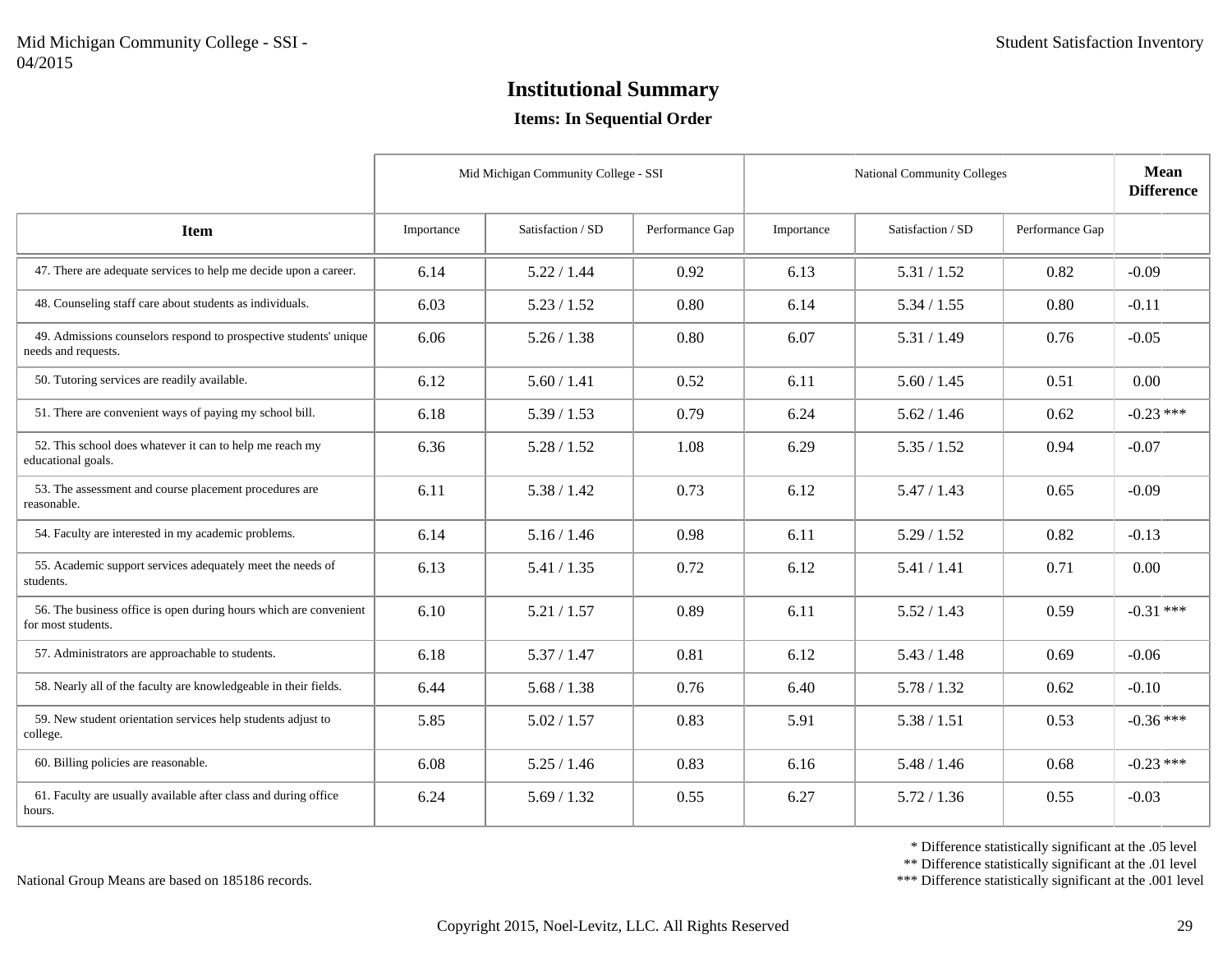# Institutional Summary

### Items: In Sequential Order

| Item | Mid Michigan Community College - SSI | | | National Community Colleges | | | Mean Difference | |
|---|---|---|---|---|---|---|---|---|
| | Importance | Satisfaction / SD | Performance Gap | Importance | Satisfaction / SD | Performance Gap | | |
| 47. There are adequate services to help me decide upon a career. | 6.14 | 5.22 / 1.44 | 0.92 | 6.13 | 5.31 / 1.52 | 0.82 | -0.09 | |
| 48. Counseling staff care about students as individuals. | 6.03 | 5.23 / 1.52 | 0.80 | 6.14 | 5.34 / 1.55 | 0.80 | -0.11 | |
| 49. Admissions counselors respond to prospective students' unique needs and requests. | 6.06 | 5.26 / 1.38 | 0.80 | 6.07 | 5.31 / 1.49 | 0.76 | -0.05 | |
| 50. Tutoring services are readily available. | 6.12 | 5.60 / 1.41 | 0.52 | 6.11 | 5.60 / 1.45 | 0.51 | 0.00 | |
| 51. There are convenient ways of paying my school bill. | 6.18 | 5.39 / 1.53 | 0.79 | 6.24 | 5.62 / 1.46 | 0.62 | -0.23 | *** |
| 52. This school does whatever it can to help me reach my educational goals. | 6.36 | 5.28 / 1.52 | 1.08 | 6.29 | 5.35 / 1.52 | 0.94 | -0.07 | |
| 53. The assessment and course placement procedures are reasonable. | 6.11 | 5.38 / 1.42 | 0.73 | 6.12 | 5.47 / 1.43 | 0.65 | -0.09 | |
| 54. Faculty are interested in my academic problems. | 6.14 | 5.16 / 1.46 | 0.98 | 6.11 | 5.29 / 1.52 | 0.82 | -0.13 | |
| 55. Academic support services adequately meet the needs of students. | 6.13 | 5.41 / 1.35 | 0.72 | 6.12 | 5.41 / 1.41 | 0.71 | 0.00 | |
| 56. The business office is open during hours which are convenient for most students. | 6.10 | 5.21 / 1.57 | 0.89 | 6.11 | 5.52 / 1.43 | 0.59 | -0.31 | *** |
| 57. Administrators are approachable to students. | 6.18 | 5.37 / 1.47 | 0.81 | 6.12 | 5.43 / 1.48 | 0.69 | -0.06 | |
| 58. Nearly all of the faculty are knowledgeable in their fields. | 6.44 | 5.68 / 1.38 | 0.76 | 6.40 | 5.78 / 1.32 | 0.62 | -0.10 | |
| 59. New student orientation services help students adjust to college. | 5.85 | 5.02 / 1.57 | 0.83 | 5.91 | 5.38 / 1.51 | 0.53 | -0.36 | *** |
| 60. Billing policies are reasonable. | 6.08 | 5.25 / 1.46 | 0.83 | 6.16 | 5.48 / 1.46 | 0.68 | -0.23 | *** |
| 61. Faculty are usually available after class and during office hours. | 6.24 | 5.69 / 1.32 | 0.55 | 6.27 | 5.72 / 1.36 | 0.55 | -0.03 | |

National Group Means are based on 185186 records.

\* Difference statistically significant at the .05 level
\*\* Difference statistically significant at the .01 level
\*\*\* Difference statistically significant at the .001 level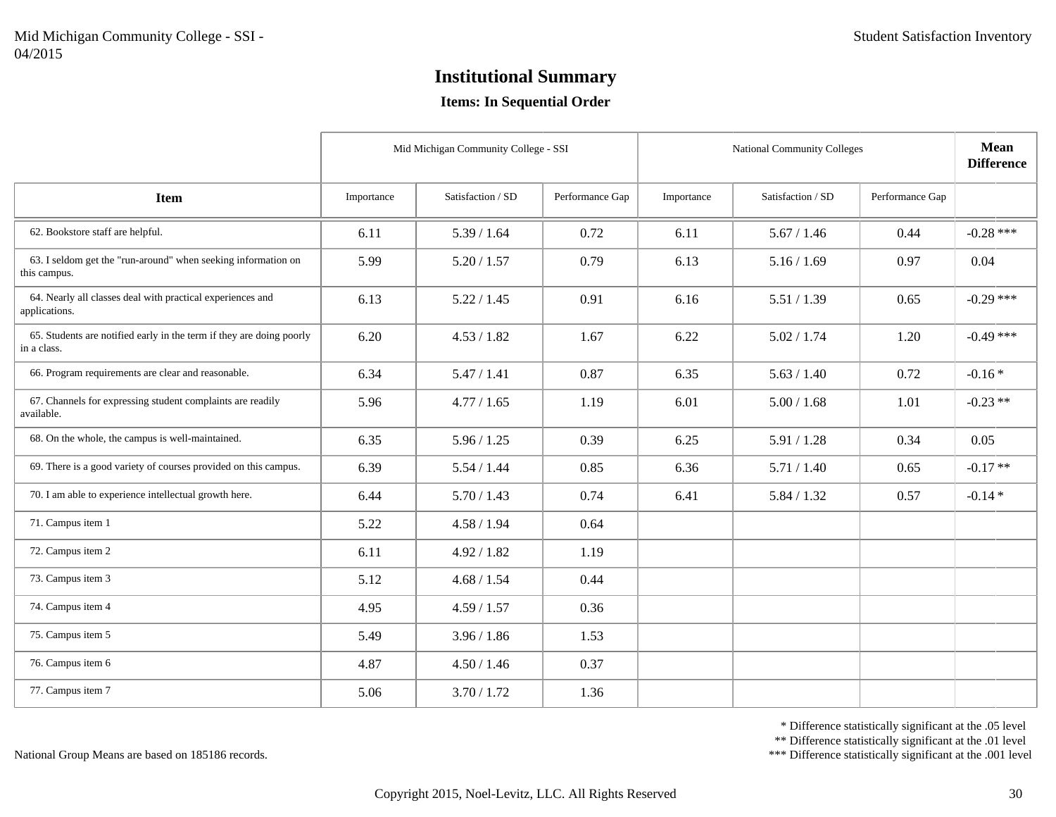# Institutional Summary

**Items: In Sequential Order**

| Item | Mid Michigan Community College - SSI | | | National Community Colleges | | | Mean Difference |
|---|---|---|---|---|---|---|---|
| | Importance | Satisfaction / SD | Performance Gap | Importance | Satisfaction / SD | Performance Gap | |
| 62. Bookstore staff are helpful. | 6.11 | 5.39 / 1.64 | 0.72 | 6.11 | 5.67 / 1.46 | 0.44 | -0.28 *** |
| 63. I seldom get the "run-around" when seeking information on this campus. | 5.99 | 5.20 / 1.57 | 0.79 | 6.13 | 5.16 / 1.69 | 0.97 | 0.04 |
| 64. Nearly all classes deal with practical experiences and applications. | 6.13 | 5.22 / 1.45 | 0.91 | 6.16 | 5.51 / 1.39 | 0.65 | -0.29 *** |
| 65. Students are notified early in the term if they are doing poorly in a class. | 6.20 | 4.53 / 1.82 | 1.67 | 6.22 | 5.02 / 1.74 | 1.20 | -0.49 *** |
| 66. Program requirements are clear and reasonable. | 6.34 | 5.47 / 1.41 | 0.87 | 6.35 | 5.63 / 1.40 | 0.72 | -0.16 * |
| 67. Channels for expressing student complaints are readily available. | 5.96 | 4.77 / 1.65 | 1.19 | 6.01 | 5.00 / 1.68 | 1.01 | -0.23 ** |
| 68. On the whole, the campus is well-maintained. | 6.35 | 5.96 / 1.25 | 0.39 | 6.25 | 5.91 / 1.28 | 0.34 | 0.05 |
| 69. There is a good variety of courses provided on this campus. | 6.39 | 5.54 / 1.44 | 0.85 | 6.36 | 5.71 / 1.40 | 0.65 | -0.17 ** |
| 70. I am able to experience intellectual growth here. | 6.44 | 5.70 / 1.43 | 0.74 | 6.41 | 5.84 / 1.32 | 0.57 | -0.14 * |
| 71. Campus item 1 | 5.22 | 4.58 / 1.94 | 0.64 | | | | |
| 72. Campus item 2 | 6.11 | 4.92 / 1.82 | 1.19 | | | | |
| 73. Campus item 3 | 5.12 | 4.68 / 1.54 | 0.44 | | | | |
| 74. Campus item 4 | 4.95 | 4.59 / 1.57 | 0.36 | | | | |
| 75. Campus item 5 | 5.49 | 3.96 / 1.86 | 1.53 | | | | |
| 76. Campus item 6 | 4.87 | 4.50 / 1.46 | 0.37 | | | | |
| 77. Campus item 7 | 5.06 | 3.70 / 1.72 | 1.36 | | | | |

National Group Means are based on 185186 records.

* Difference statistically significant at the .05 level
** Difference statistically significant at the .01 level
*** Difference statistically significant at the .001 level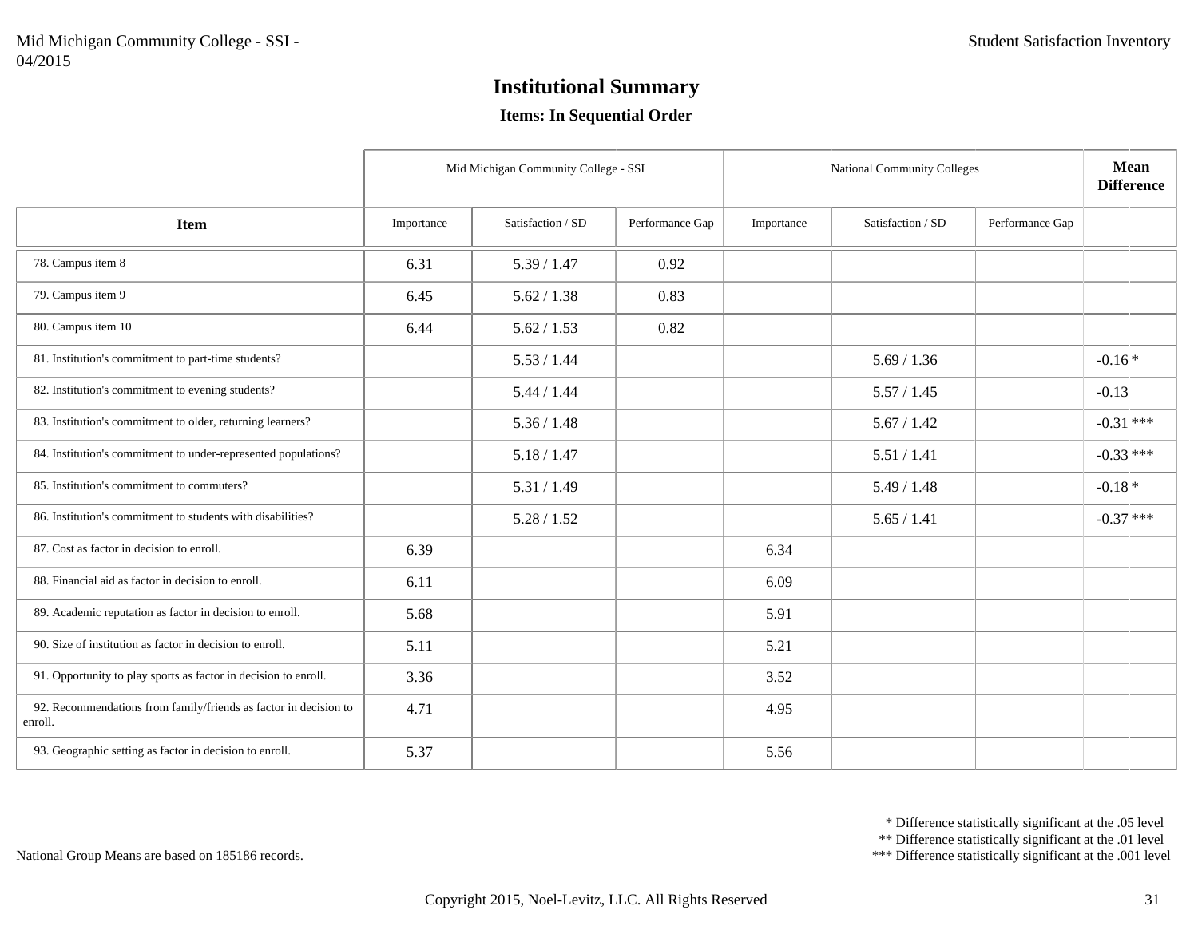## Institutional Summary

### Items: In Sequential Order

| Item | Mid Michigan Community College - SSI | | | National Community Colleges | | | Mean Difference |
|---|---|---|---|---|---|---|---|
| | Importance | Satisfaction / SD | Performance Gap | Importance | Satisfaction / SD | Performance Gap | |
| 78. Campus item 8 | 6.31 | 5.39 / 1.47 | 0.92 | | | | |
| 79. Campus item 9 | 6.45 | 5.62 / 1.38 | 0.83 | | | | |
| 80. Campus item 10 | 6.44 | 5.62 / 1.53 | 0.82 | | | | |
| 81. Institution's commitment to part-time students? | | 5.53 / 1.44 | | | 5.69 / 1.36 | | -0.16 * |
| 82. Institution's commitment to evening students? | | 5.44 / 1.44 | | | 5.57 / 1.45 | | -0.13 |
| 83. Institution's commitment to older, returning learners? | | 5.36 / 1.48 | | | 5.67 / 1.42 | | -0.31 *** |
| 84. Institution's commitment to under-represented populations? | | 5.18 / 1.47 | | | 5.51 / 1.41 | | -0.33 *** |
| 85. Institution's commitment to commuters? | | 5.31 / 1.49 | | | 5.49 / 1.48 | | -0.18 * |
| 86. Institution's commitment to students with disabilities? | | 5.28 / 1.52 | | | 5.65 / 1.41 | | -0.37 *** |
| 87. Cost as factor in decision to enroll. | 6.39 | | | 6.34 | | | |
| 88. Financial aid as factor in decision to enroll. | 6.11 | | | 6.09 | | | |
| 89. Academic reputation as factor in decision to enroll. | 5.68 | | | 5.91 | | | |
| 90. Size of institution as factor in decision to enroll. | 5.11 | | | 5.21 | | | |
| 91. Opportunity to play sports as factor in decision to enroll. | 3.36 | | | 3.52 | | | |
| 92. Recommendations from family/friends as factor in decision to enroll. | 4.71 | | | 4.95 | | | |
| 93. Geographic setting as factor in decision to enroll. | 5.37 | | | 5.56 | | | |

National Group Means are based on 185186 records.

\* Difference statistically significant at the .05 level
\*\* Difference statistically significant at the .01 level
\*\*\* Difference statistically significant at the .001 level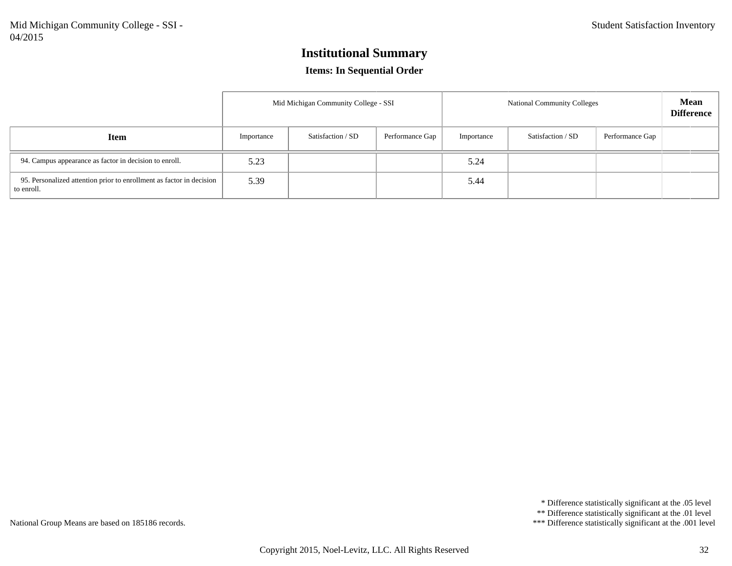# Institutional Summary

### Items: In Sequential Order

| Item | Mid Michigan Community College - SSI | | | National Community Colleges | | | Mean Difference |
|---|---|---|---|---|---|---|---|
| | Importance | Satisfaction / SD | Performance Gap | Importance | Satisfaction / SD | Performance Gap | |
| 94. Campus appearance as factor in decision to enroll. | 5.23 | | | 5.24 | | | |
| 95. Personalized attention prior to enrollment as factor in decision to enroll. | 5.39 | | | 5.44 | | | |

National Group Means are based on 185186 records.

\* Difference statistically significant at the .05 level
\*\* Difference statistically significant at the .01 level
\*\*\* Difference statistically significant at the .001 level

Copyright 2015, Noel-Levitz, LLC. All Rights Reserved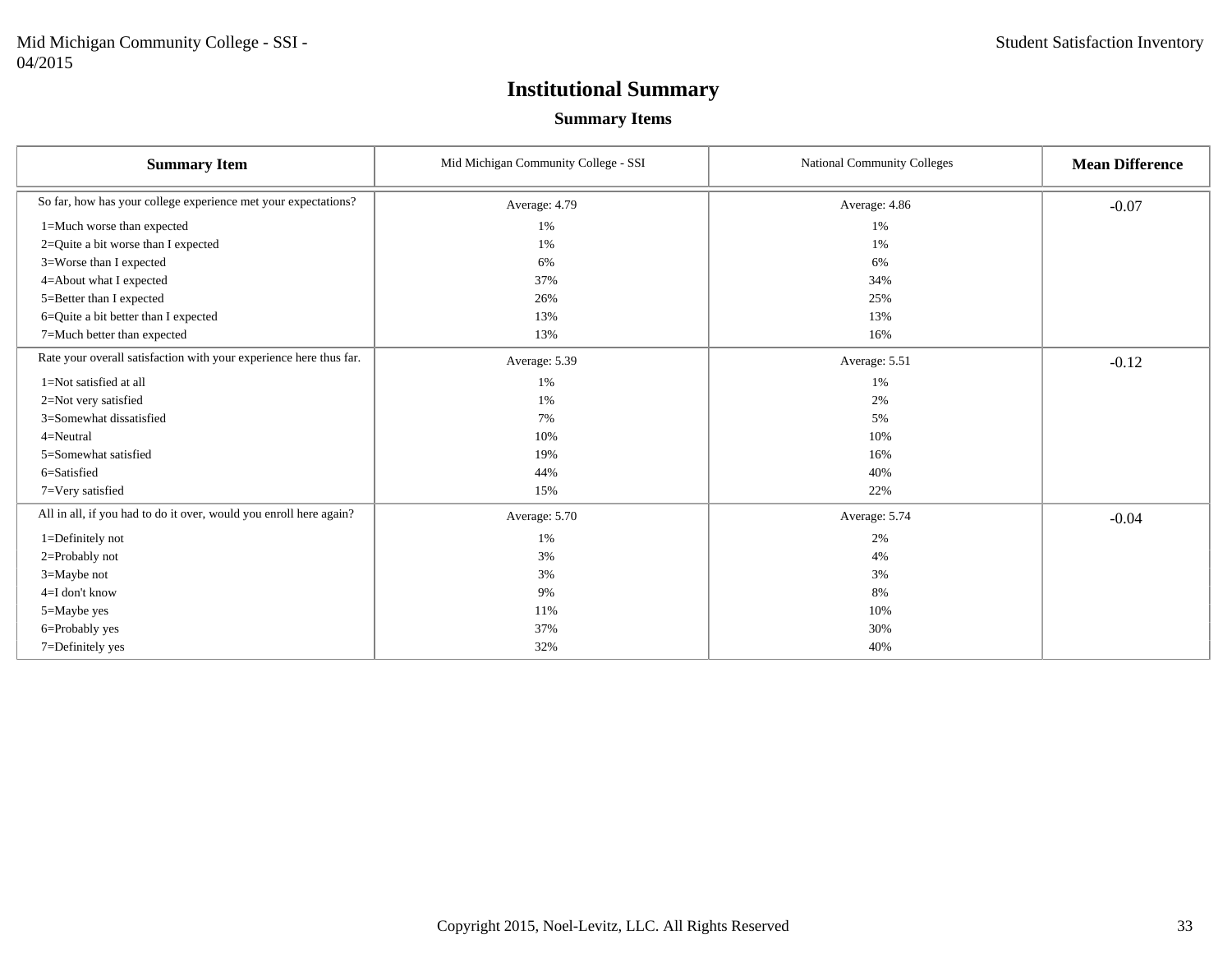# Institutional Summary

### Summary Items

| Summary Item | Mid Michigan Community College - SSI | National Community Colleges | Mean Difference |
|---|---|---|---|
| So far, how has your college experience met your expectations? | Average: 4.79 | Average: 4.86 | -0.07 |
| 1=Much worse than expected | 1% | 1% | |
| 2=Quite a bit worse than I expected | 1% | 1% | |
| 3=Worse than I expected | 6% | 6% | |
| 4=About what I expected | 37% | 34% | |
| 5=Better than I expected | 26% | 25% | |
| 6=Quite a bit better than I expected | 13% | 13% | |
| 7=Much better than expected | 13% | 16% | |
| Rate your overall satisfaction with your experience here thus far. | Average: 5.39 | Average: 5.51 | -0.12 |
| 1=Not satisfied at all | 1% | 1% | |
| 2=Not very satisfied | 1% | 2% | |
| 3=Somewhat dissatisfied | 7% | 5% | |
| 4=Neutral | 10% | 10% | |
| 5=Somewhat satisfied | 19% | 16% | |
| 6=Satisfied | 44% | 40% | |
| 7=Very satisfied | 15% | 22% | |
| All in all, if you had to do it over, would you enroll here again? | Average: 5.70 | Average: 5.74 | -0.04 |
| 1=Definitely not | 1% | 2% | |
| 2=Probably not | 3% | 4% | |
| 3=Maybe not | 3% | 3% | |
| 4=I don't know | 9% | 8% | |
| 5=Maybe yes | 11% | 10% | |
| 6=Probably yes | 37% | 30% | |
| 7=Definitely yes | 32% | 40% | |